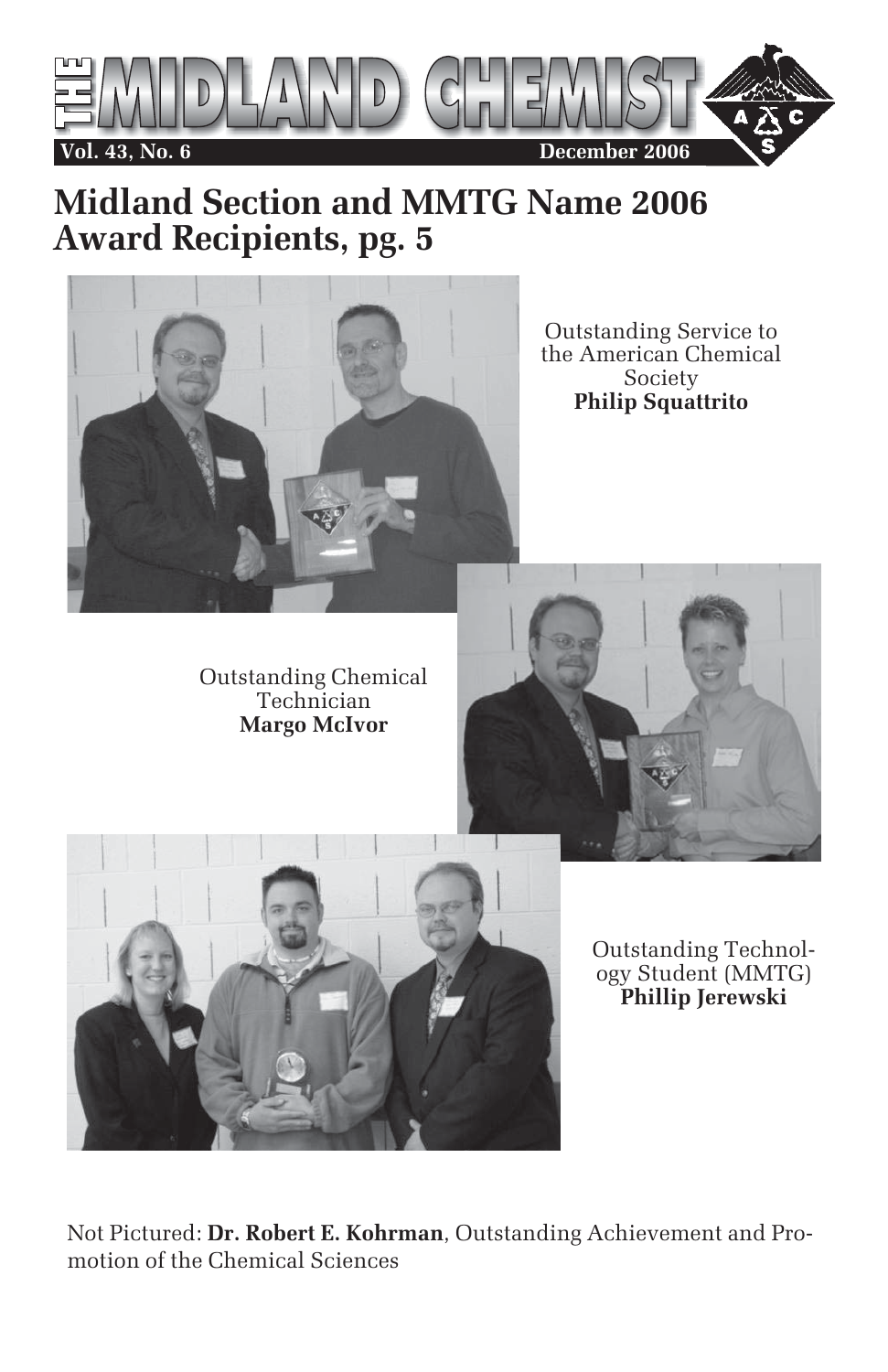# THE MIDLAND CHEMIST

Vol. 43, No. 6 December 2006

## Midland Section and MMTG Name 2006 Award Recipients, pg. 5

Outstanding Service to the American Chemical Society
**Philip Squattrito**

Outstanding Chemical Technician
**Margo McIvor**

Outstanding Technology Student (MMTG)
**Phillip Jerewski**

Not Pictured: **Dr. Robert E. Kohrman**, Outstanding Achievement and Promotion of the Chemical Sciences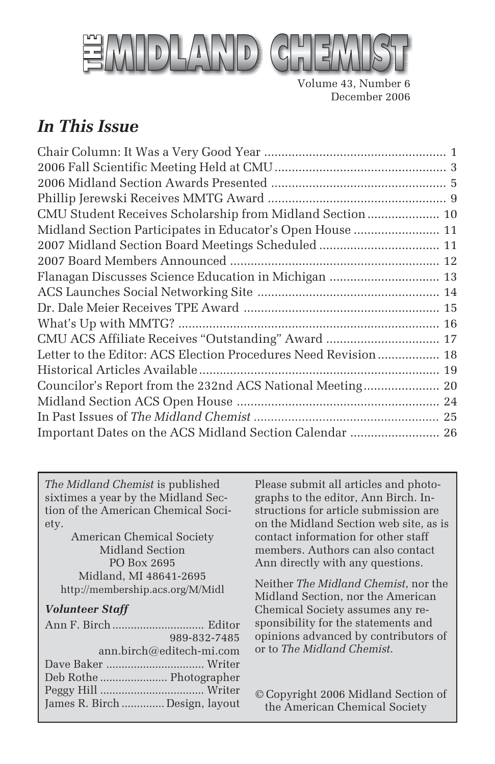# THE MIDLAND CHEMIST

Volume 43, Number 6
December 2006

## *In This Issue*

Chair Column: It Was a Very Good Year .................................................... 1
2006 Fall Scientific Meeting Held at CMU ................................................. 3
2006 Midland Section Awards Presented .................................................. 5
Phillip Jerewski Receives MMTG Award ................................................... 9
CMU Student Receives Scholarship from Midland Section .................... 10
Midland Section Participates in Educator's Open House ........................ 11
2007 Midland Section Board Meetings Scheduled .................................. 11
2007 Board Members Announced ............................................................ 12
Flanagan Discusses Science Education in Michigan ............................... 13
ACS Launches Social Networking Site .................................................... 14
Dr. Dale Meier Receives TPE Award ........................................................ 15
What's Up with MMTG? ........................................................................... 16
CMU ACS Affiliate Receives "Outstanding" Award ................................. 17
Letter to the Editor: ACS Election Procedures Need Revision ................. 18
Historical Articles Available ...................................................................... 19
Councilor's Report from the 232nd ACS National Meeting ...................... 20
Midland Section ACS Open House .......................................................... 24
In Past Issues of *The Midland Chemist* ..................................................... 25
Important Dates on the ACS Midland Section Calendar .......................... 26

---

*The Midland Chemist* is published sixtimes a year by the Midland Section of the American Chemical Society.

American Chemical Society
Midland Section
PO Box 2695
Midland, MI 48641-2695
http://membership.acs.org/M/Midl

### *Volunteer Staff*

Ann F. Birch ............................. Editor
989-832-7485
ann.birch@editech-mi.com
Dave Baker ............................... Writer
Deb Rothe ...................... Photographer
Peggy Hill ................................. Writer
James R. Birch .............. Design, layout

Please submit all articles and photographs to the editor, Ann Birch. Instructions for article submission are on the Midland Section web site, as is contact information for other staff members. Authors can also contact Ann directly with any questions.

Neither *The Midland Chemist*, nor the Midland Section, nor the American Chemical Society assumes any responsibility for the statements and opinions advanced by contributors of or to *The Midland Chemist*.

© Copyright 2006 Midland Section of the American Chemical Society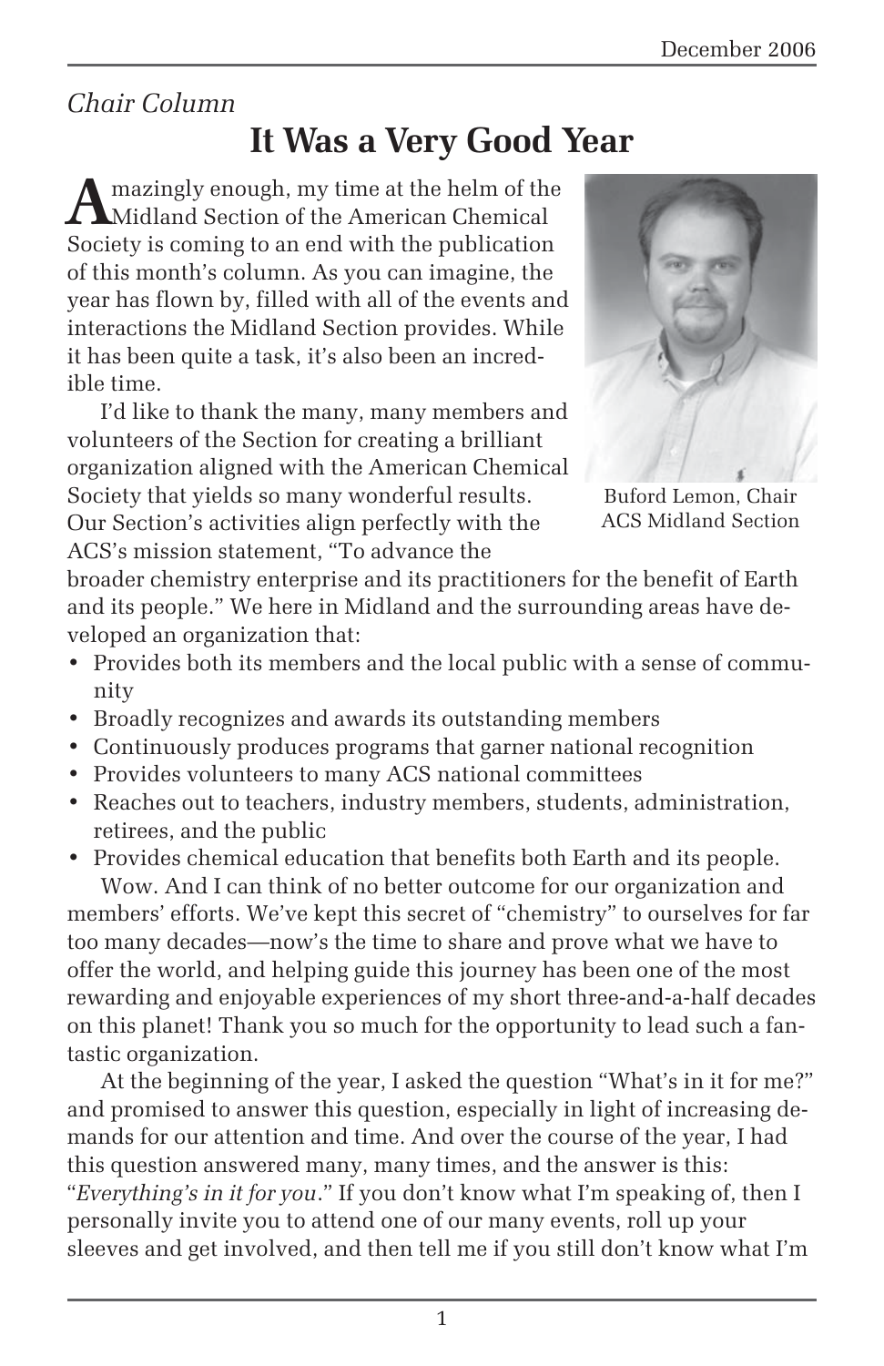*Chair Column*

# It Was a Very Good Year

Amazingly enough, my time at the helm of the Midland Section of the American Chemical Society is coming to an end with the publication of this month's column. As you can imagine, the year has flown by, filled with all of the events and interactions the Midland Section provides. While it has been quite a task, it's also been an incredible time.

Buford Lemon, Chair ACS Midland Section

I'd like to thank the many, many members and volunteers of the Section for creating a brilliant organization aligned with the American Chemical Society that yields so many wonderful results. Our Section's activities align perfectly with the ACS's mission statement, "To advance the broader chemistry enterprise and its practitioners for the benefit of Earth and its people." We here in Midland and the surrounding areas have developed an organization that:

- Provides both its members and the local public with a sense of community
- Broadly recognizes and awards its outstanding members
- Continuously produces programs that garner national recognition
- Provides volunteers to many ACS national committees
- Reaches out to teachers, industry members, students, administration, retirees, and the public
- Provides chemical education that benefits both Earth and its people.

Wow. And I can think of no better outcome for our organization and members' efforts. We've kept this secret of "chemistry" to ourselves for far too many decades—now's the time to share and prove what we have to offer the world, and helping guide this journey has been one of the most rewarding and enjoyable experiences of my short three-and-a-half decades on this planet! Thank you so much for the opportunity to lead such a fantastic organization.

At the beginning of the year, I asked the question "What's in it for me?" and promised to answer this question, especially in light of increasing demands for our attention and time. And over the course of the year, I had this question answered many, many times, and the answer is this: "*Everything's in it for you*." If you don't know what I'm speaking of, then I personally invite you to attend one of our many events, roll up your sleeves and get involved, and then tell me if you still don't know what I'm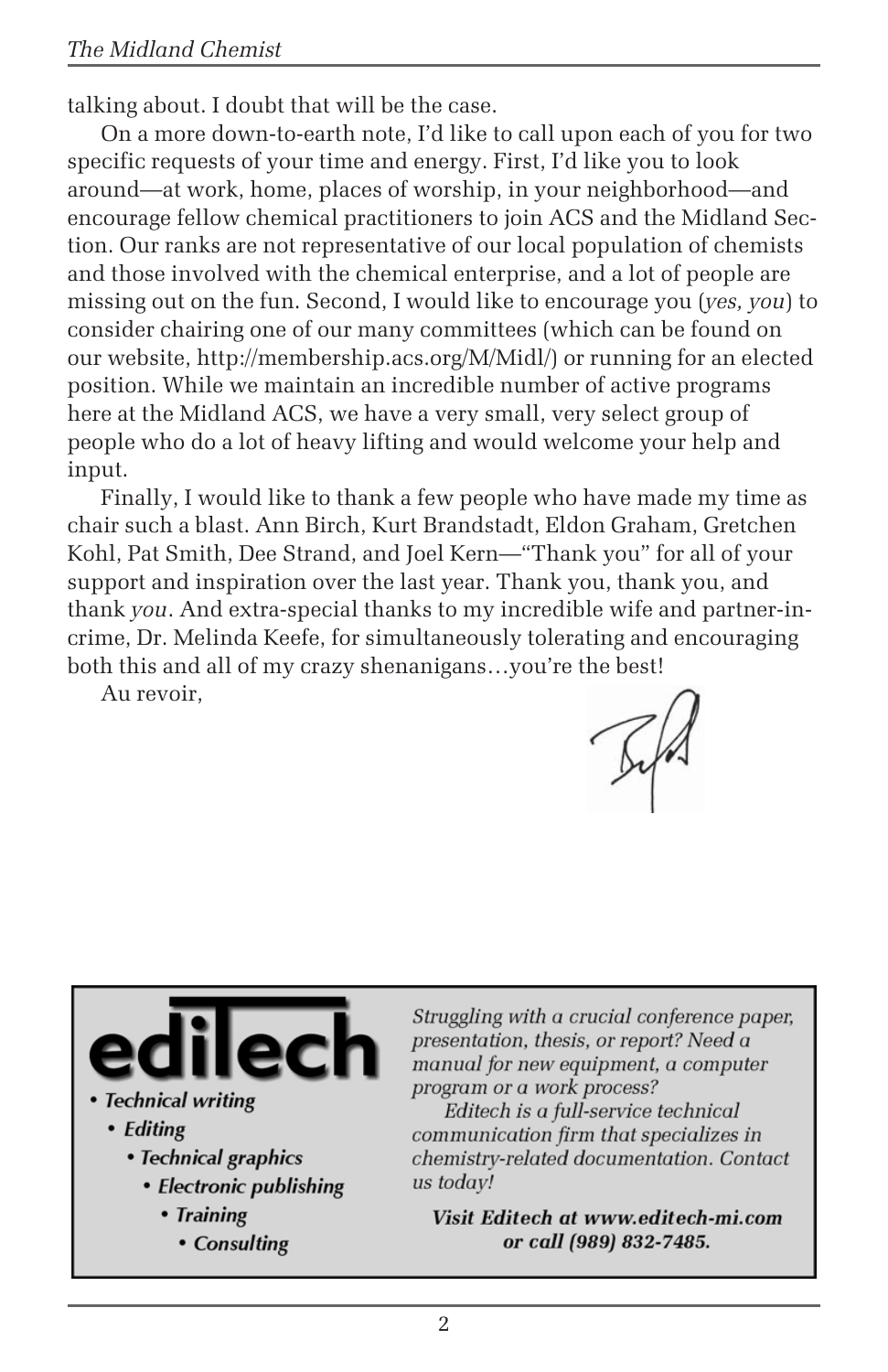talking about. I doubt that will be the case.

On a more down-to-earth note, I'd like to call upon each of you for two specific requests of your time and energy. First, I'd like you to look around—at work, home, places of worship, in your neighborhood—and encourage fellow chemical practitioners to join ACS and the Midland Section. Our ranks are not representative of our local population of chemists and those involved with the chemical enterprise, and a lot of people are missing out on the fun. Second, I would like to encourage you (*yes, you*) to consider chairing one of our many committees (which can be found on our website, http://membership.acs.org/M/Midl/) or running for an elected position. While we maintain an incredible number of active programs here at the Midland ACS, we have a very small, very select group of people who do a lot of heavy lifting and would welcome your help and input.

Finally, I would like to thank a few people who have made my time as chair such a blast. Ann Birch, Kurt Brandstadt, Eldon Graham, Gretchen Kohl, Pat Smith, Dee Strand, and Joel Kern—"Thank you" for all of your support and inspiration over the last year. Thank you, thank you, and thank *you*. And extra-special thanks to my incredible wife and partner-in-crime, Dr. Melinda Keefe, for simultaneously tolerating and encouraging both this and all of my crazy shenanigans…you're the best!

Au revoir,

---

**ediTech**

- *Technical writing*
- *Editing*
- *Technical graphics*
- *Electronic publishing*
- *Training*
- *Consulting*

*Struggling with a crucial conference paper, presentation, thesis, or report? Need a manual for new equipment, a computer program or a work process?*

*Editech is a full-service technical communication firm that specializes in chemistry-related documentation. Contact us today!*

***Visit Editech at www.editech-mi.com or call (989) 832-7485.***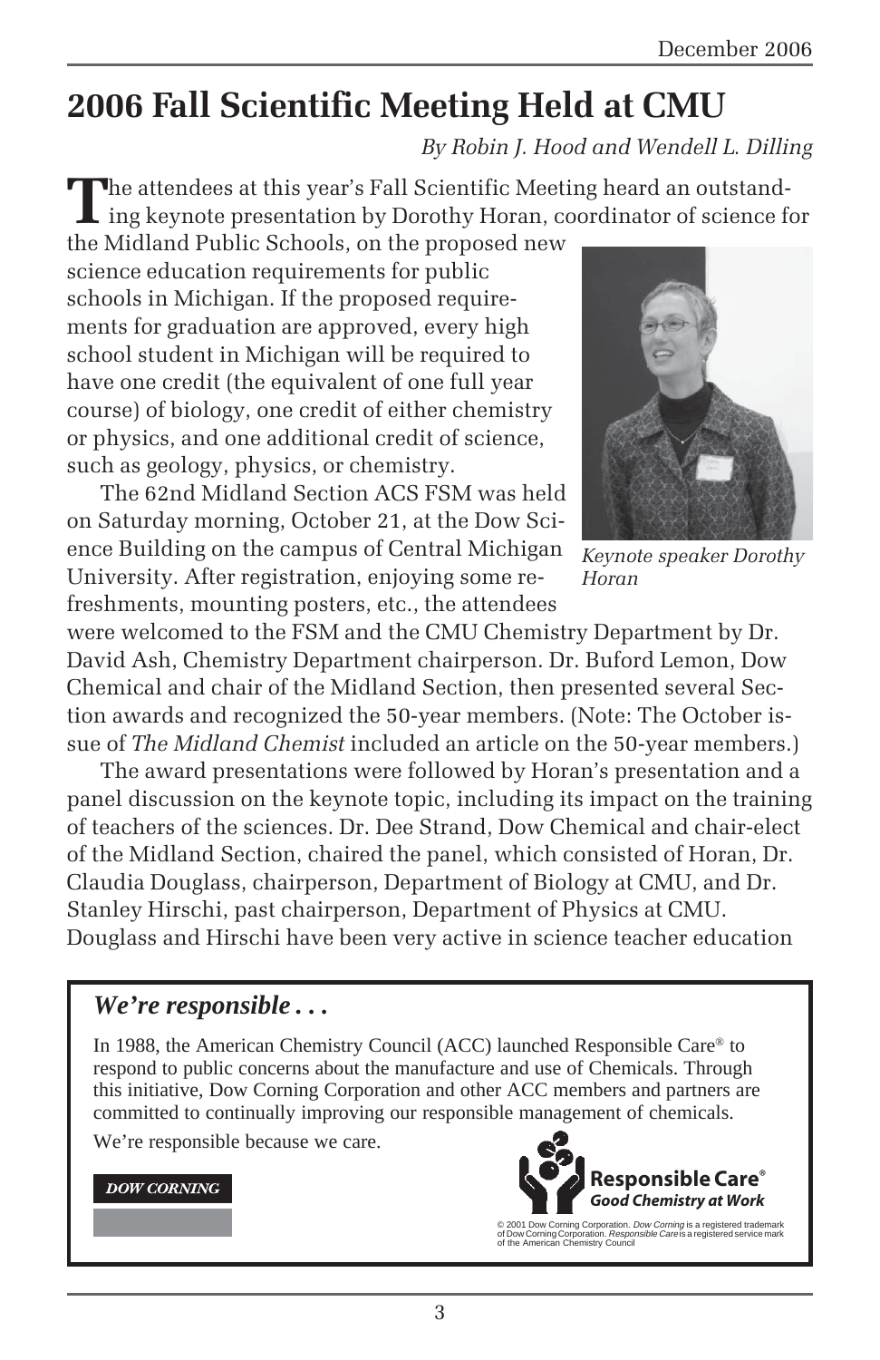# 2006 Fall Scientific Meeting Held at CMU

*By Robin J. Hood and Wendell L. Dilling*

The attendees at this year's Fall Scientific Meeting heard an outstanding keynote presentation by Dorothy Horan, coordinator of science for the Midland Public Schools, on the proposed new science education requirements for public schools in Michigan. If the proposed requirements for graduation are approved, every high school student in Michigan will be required to have one credit (the equivalent of one full year course) of biology, one credit of either chemistry or physics, and one additional credit of science, such as geology, physics, or chemistry.

*Keynote speaker Dorothy Horan*

The 62nd Midland Section ACS FSM was held on Saturday morning, October 21, at the Dow Science Building on the campus of Central Michigan University. After registration, enjoying some refreshments, mounting posters, etc., the attendees were welcomed to the FSM and the CMU Chemistry Department by Dr. David Ash, Chemistry Department chairperson. Dr. Buford Lemon, Dow Chemical and chair of the Midland Section, then presented several Section awards and recognized the 50-year members. (Note: The October issue of *The Midland Chemist* included an article on the 50-year members.)

The award presentations were followed by Horan's presentation and a panel discussion on the keynote topic, including its impact on the training of teachers of the sciences. Dr. Dee Strand, Dow Chemical and chair-elect of the Midland Section, chaired the panel, which consisted of Horan, Dr. Claudia Douglass, chairperson, Department of Biology at CMU, and Dr. Stanley Hirschi, past chairperson, Department of Physics at CMU. Douglass and Hirschi have been very active in science teacher education

---

***We're responsible . . .***

In 1988, the American Chemistry Council (ACC) launched Responsible Care® to respond to public concerns about the manufacture and use of Chemicals. Through this initiative, Dow Corning Corporation and other ACC members and partners are committed to continually improving our responsible management of chemicals.

We're responsible because we care.

DOW CORNING

**Responsible Care®**
***Good Chemistry at Work***

© 2001 Dow Corning Corporation. *Dow Corning* is a registered trademark of Dow Corning Corporation. *Responsible Care* is a registered service mark of the American Chemistry Council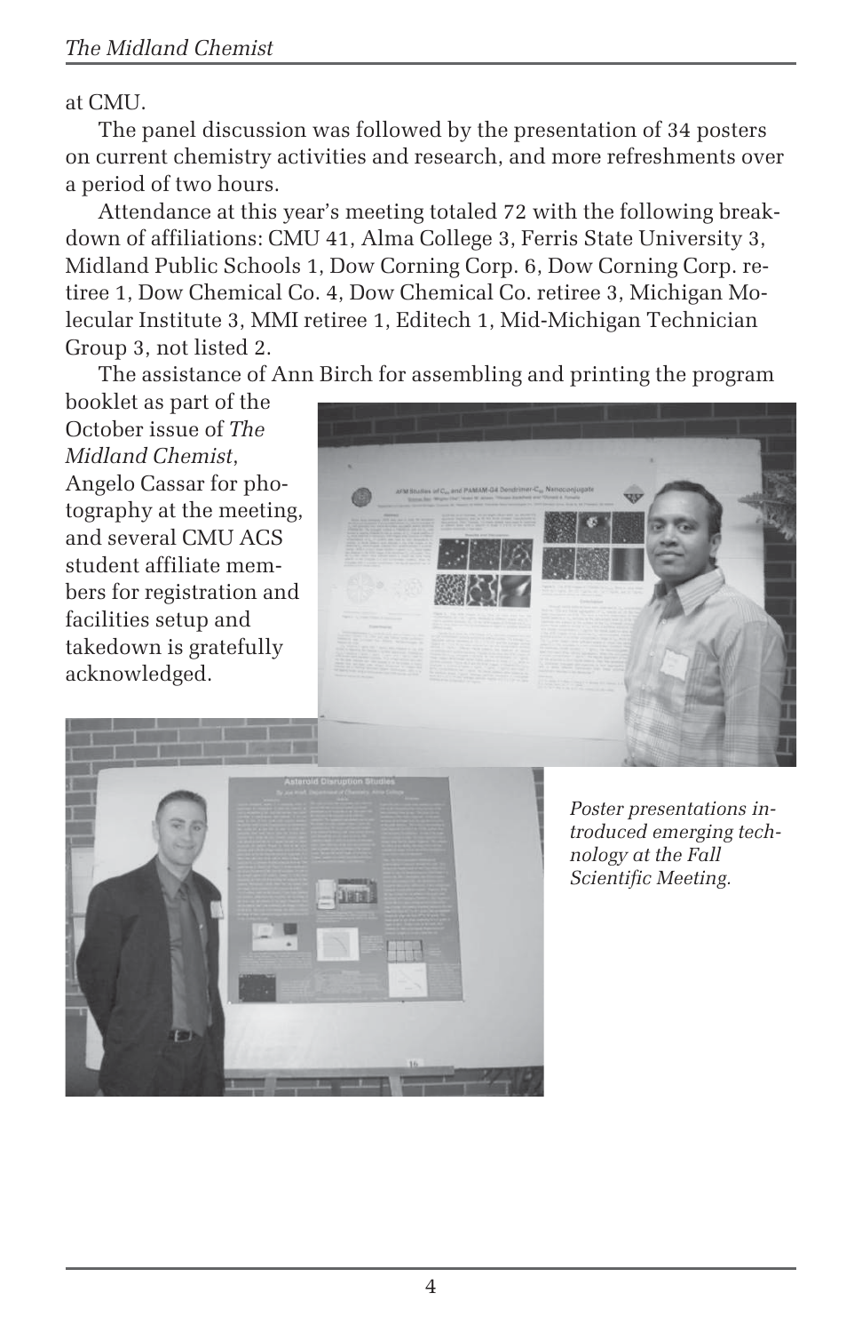at CMU.

The panel discussion was followed by the presentation of 34 posters on current chemistry activities and research, and more refreshments over a period of two hours.

Attendance at this year's meeting totaled 72 with the following breakdown of affiliations: CMU 41, Alma College 3, Ferris State University 3, Midland Public Schools 1, Dow Corning Corp. 6, Dow Corning Corp. retiree 1, Dow Chemical Co. 4, Dow Chemical Co. retiree 3, Michigan Molecular Institute 3, MMI retiree 1, Editech 1, Mid-Michigan Technician Group 3, not listed 2.

The assistance of Ann Birch for assembling and printing the program booklet as part of the October issue of *The Midland Chemist*, Angelo Cassar for photography at the meeting, and several CMU ACS student affiliate members for registration and facilities setup and takedown is gratefully acknowledged.

*Poster presentations introduced emerging technology at the Fall Scientific Meeting.*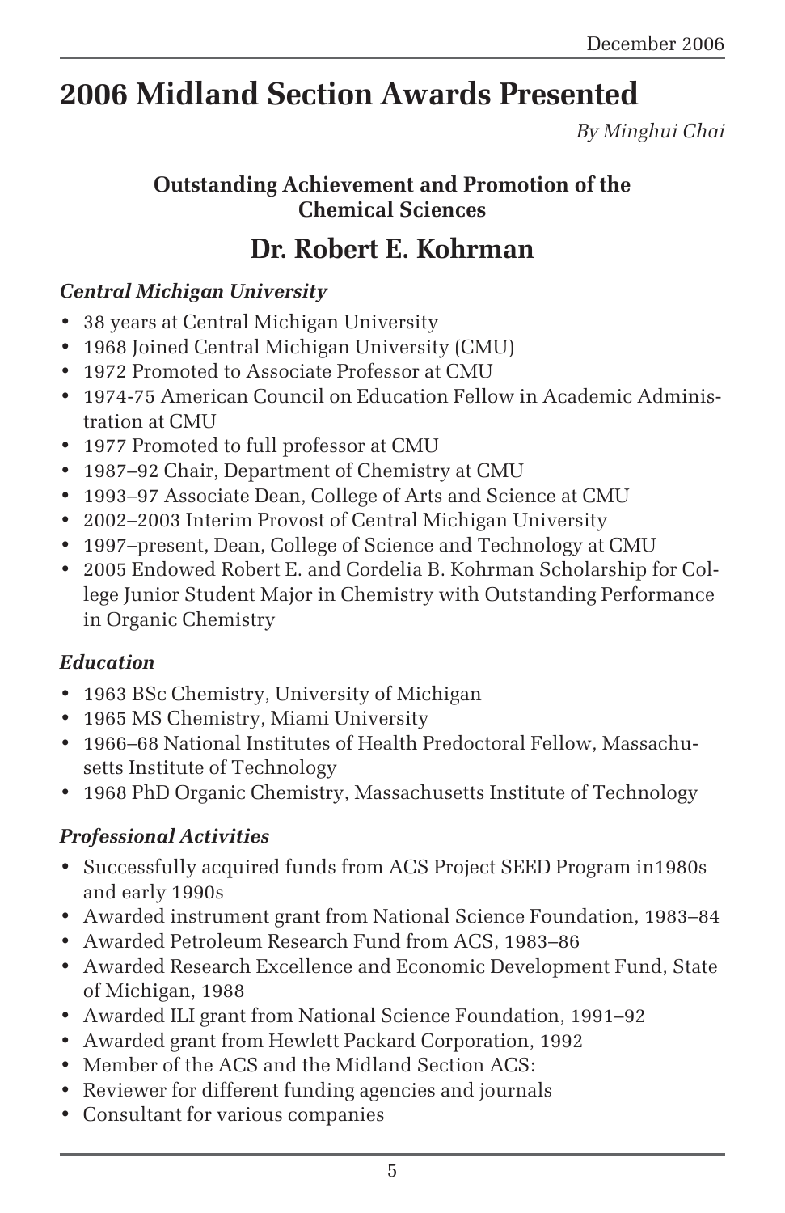# 2006 Midland Section Awards Presented

*By Minghui Chai*

### Outstanding Achievement and Promotion of the Chemical Sciences

## Dr. Robert E. Kohrman

***Central Michigan University***

- 38 years at Central Michigan University
- 1968 Joined Central Michigan University (CMU)
- 1972 Promoted to Associate Professor at CMU
- 1974-75 American Council on Education Fellow in Academic Administration at CMU
- 1977 Promoted to full professor at CMU
- 1987–92 Chair, Department of Chemistry at CMU
- 1993–97 Associate Dean, College of Arts and Science at CMU
- 2002–2003 Interim Provost of Central Michigan University
- 1997–present, Dean, College of Science and Technology at CMU
- 2005 Endowed Robert E. and Cordelia B. Kohrman Scholarship for College Junior Student Major in Chemistry with Outstanding Performance in Organic Chemistry

***Education***

- 1963 BSc Chemistry, University of Michigan
- 1965 MS Chemistry, Miami University
- 1966–68 National Institutes of Health Predoctoral Fellow, Massachusetts Institute of Technology
- 1968 PhD Organic Chemistry, Massachusetts Institute of Technology

***Professional Activities***

- Successfully acquired funds from ACS Project SEED Program in1980s and early 1990s
- Awarded instrument grant from National Science Foundation, 1983–84
- Awarded Petroleum Research Fund from ACS, 1983–86
- Awarded Research Excellence and Economic Development Fund, State of Michigan, 1988
- Awarded ILI grant from National Science Foundation, 1991–92
- Awarded grant from Hewlett Packard Corporation, 1992
- Member of the ACS and the Midland Section ACS:
- Reviewer for different funding agencies and journals
- Consultant for various companies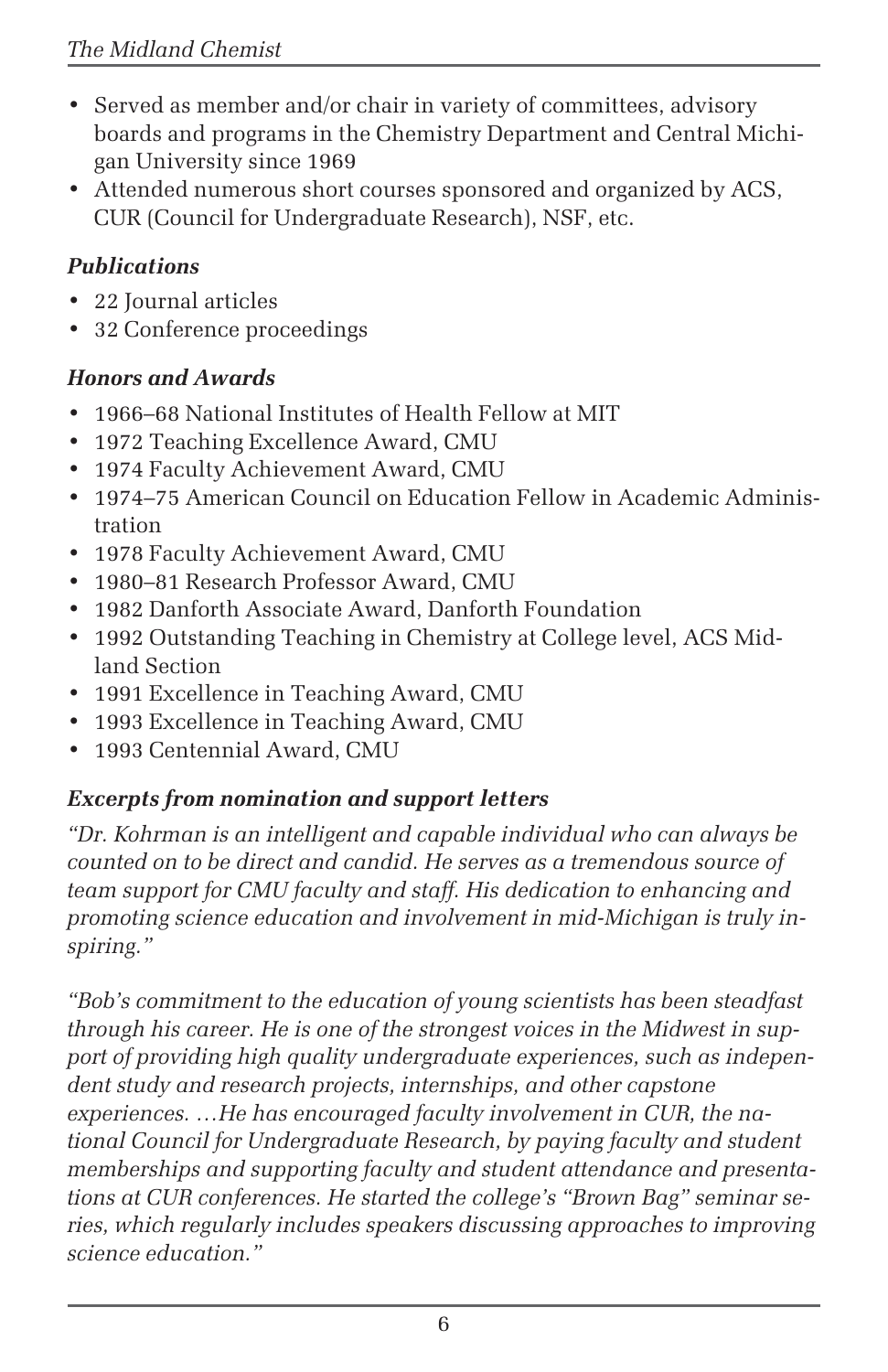- Served as member and/or chair in variety of committees, advisory boards and programs in the Chemistry Department and Central Michigan University since 1969
- Attended numerous short courses sponsored and organized by ACS, CUR (Council for Undergraduate Research), NSF, etc.

### *Publications*

- 22 Journal articles
- 32 Conference proceedings

### *Honors and Awards*

- 1966–68 National Institutes of Health Fellow at MIT
- 1972 Teaching Excellence Award, CMU
- 1974 Faculty Achievement Award, CMU
- 1974–75 American Council on Education Fellow in Academic Administration
- 1978 Faculty Achievement Award, CMU
- 1980–81 Research Professor Award, CMU
- 1982 Danforth Associate Award, Danforth Foundation
- 1992 Outstanding Teaching in Chemistry at College level, ACS Midland Section
- 1991 Excellence in Teaching Award, CMU
- 1993 Excellence in Teaching Award, CMU
- 1993 Centennial Award, CMU

### *Excerpts from nomination and support letters*

*"Dr. Kohrman is an intelligent and capable individual who can always be counted on to be direct and candid. He serves as a tremendous source of team support for CMU faculty and staff. His dedication to enhancing and promoting science education and involvement in mid-Michigan is truly inspiring."*

*"Bob's commitment to the education of young scientists has been steadfast through his career. He is one of the strongest voices in the Midwest in support of providing high quality undergraduate experiences, such as independent study and research projects, internships, and other capstone experiences. …He has encouraged faculty involvement in CUR, the national Council for Undergraduate Research, by paying faculty and student memberships and supporting faculty and student attendance and presentations at CUR conferences. He started the college's "Brown Bag" seminar series, which regularly includes speakers discussing approaches to improving science education."*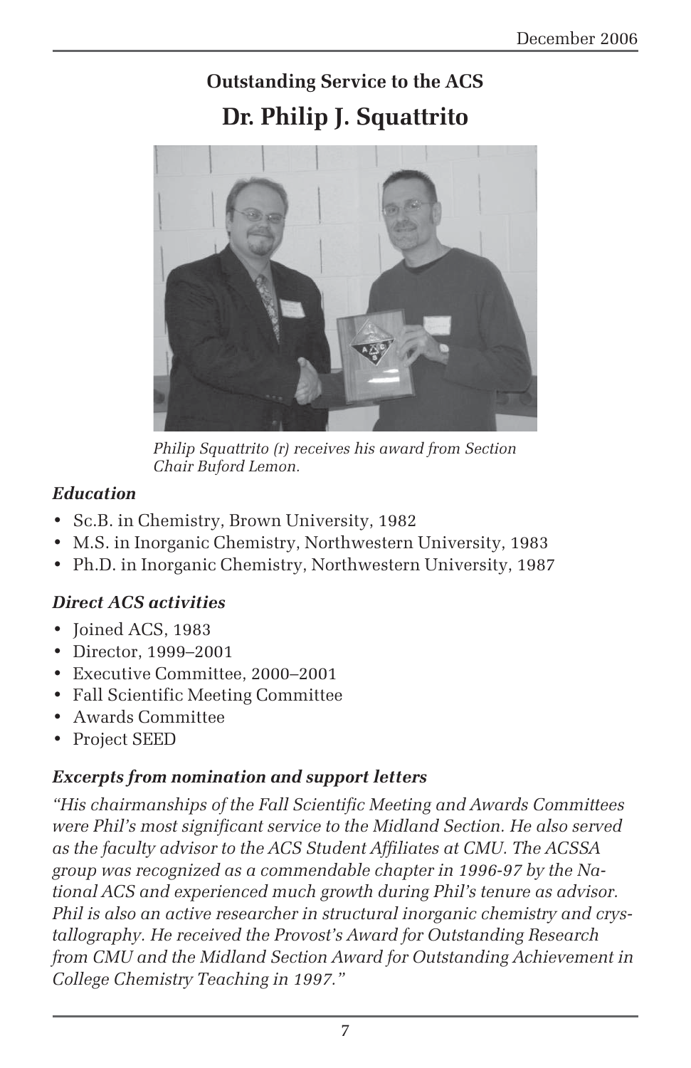## Outstanding Service to the ACS

# Dr. Philip J. Squattrito

*Philip Squattrito (r) receives his award from Section Chair Buford Lemon.*

### *Education*

- Sc.B. in Chemistry, Brown University, 1982
- M.S. in Inorganic Chemistry, Northwestern University, 1983
- Ph.D. in Inorganic Chemistry, Northwestern University, 1987

### *Direct ACS activities*

- Joined ACS, 1983
- Director, 1999–2001
- Executive Committee, 2000–2001
- Fall Scientific Meeting Committee
- Awards Committee
- Project SEED

### *Excerpts from nomination and support letters*

*"His chairmanships of the Fall Scientific Meeting and Awards Committees were Phil's most significant service to the Midland Section. He also served as the faculty advisor to the ACS Student Affiliates at CMU. The ACSSA group was recognized as a commendable chapter in 1996-97 by the National ACS and experienced much growth during Phil's tenure as advisor. Phil is also an active researcher in structural inorganic chemistry and crystallography. He received the Provost's Award for Outstanding Research from CMU and the Midland Section Award for Outstanding Achievement in College Chemistry Teaching in 1997."*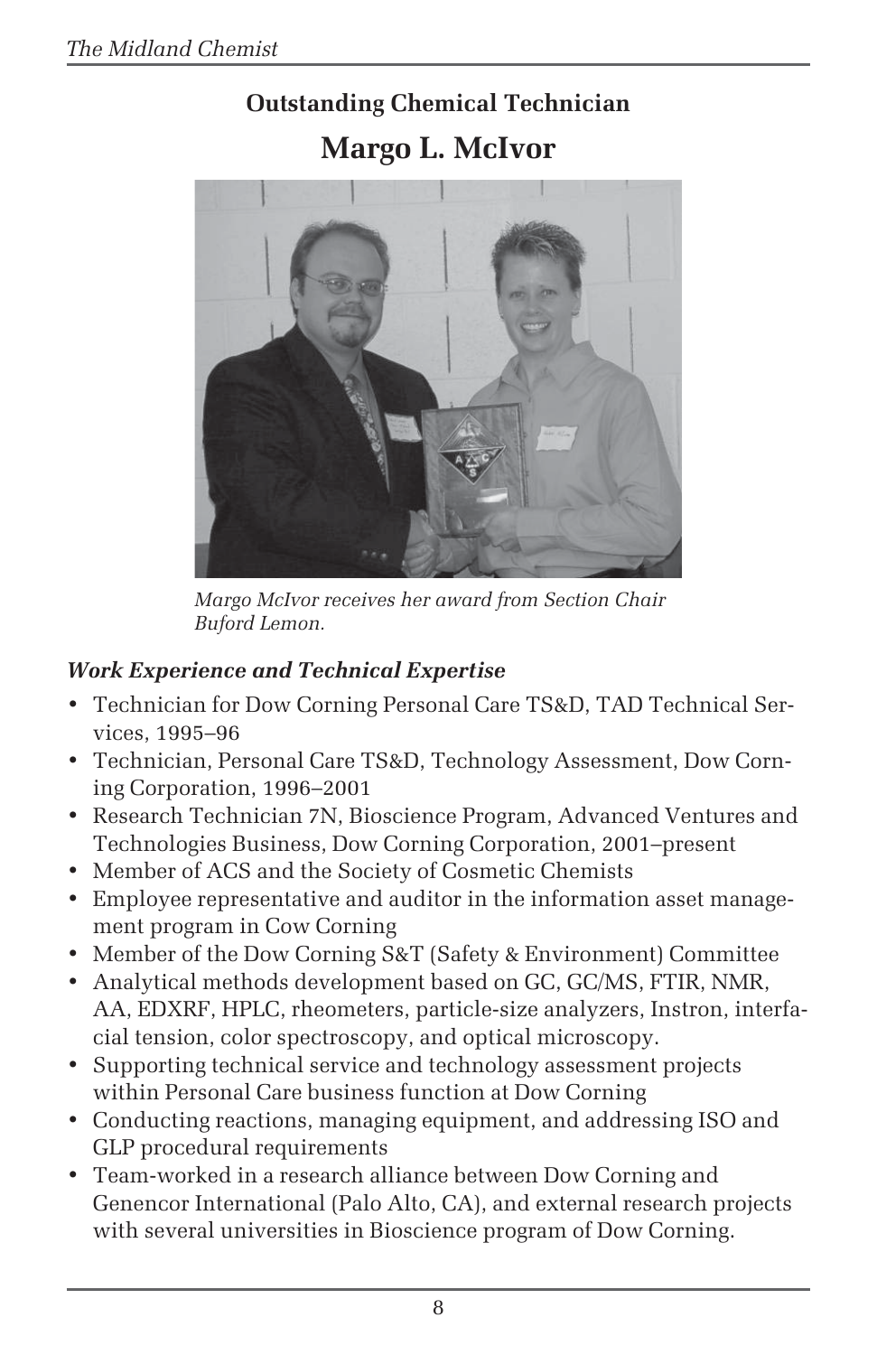## Outstanding Chemical Technician

# Margo L. McIvor

Margo McIvor receives her award from Section Chair Buford Lemon.

### *Work Experience and Technical Expertise*

- Technician for Dow Corning Personal Care TS&D, TAD Technical Services, 1995–96
- Technician, Personal Care TS&D, Technology Assessment, Dow Corning Corporation, 1996–2001
- Research Technician 7N, Bioscience Program, Advanced Ventures and Technologies Business, Dow Corning Corporation, 2001–present
- Member of ACS and the Society of Cosmetic Chemists
- Employee representative and auditor in the information asset management program in Cow Corning
- Member of the Dow Corning S&T (Safety & Environment) Committee
- Analytical methods development based on GC, GC/MS, FTIR, NMR, AA, EDXRF, HPLC, rheometers, particle-size analyzers, Instron, interfacial tension, color spectroscopy, and optical microscopy.
- Supporting technical service and technology assessment projects within Personal Care business function at Dow Corning
- Conducting reactions, managing equipment, and addressing ISO and GLP procedural requirements
- Team-worked in a research alliance between Dow Corning and Genencor International (Palo Alto, CA), and external research projects with several universities in Bioscience program of Dow Corning.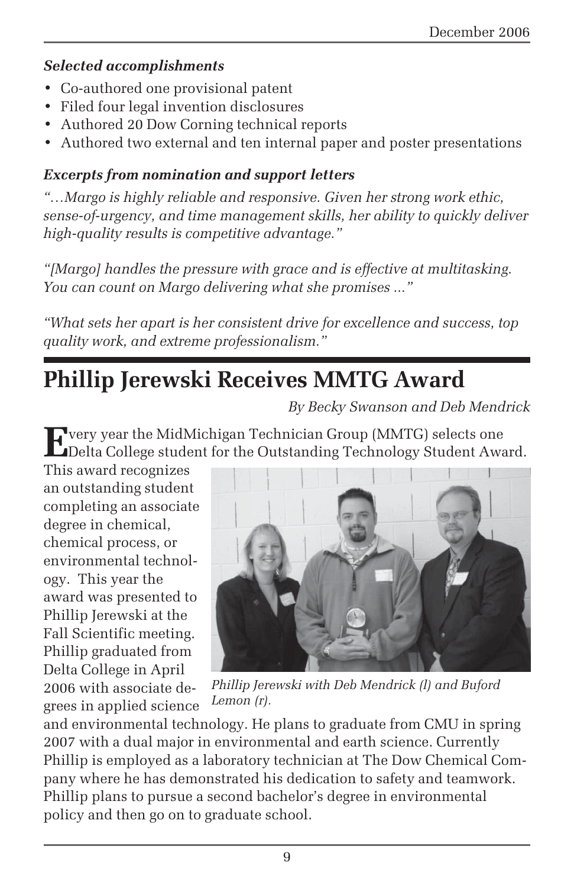***Selected accomplishments***

- Co-authored one provisional patent
- Filed four legal invention disclosures
- Authored 20 Dow Corning technical reports
- Authored two external and ten internal paper and poster presentations

***Excerpts from nomination and support letters***

*"…Margo is highly reliable and responsive. Given her strong work ethic, sense-of-urgency, and time management skills, her ability to quickly deliver high-quality results is competitive advantage."*

*"[Margo] handles the pressure with grace and is effective at multitasking. You can count on Margo delivering what she promises ..."*

*"What sets her apart is her consistent drive for excellence and success, top quality work, and extreme professionalism."*

# Phillip Jerewski Receives MMTG Award

*By Becky Swanson and Deb Mendrick*

Every year the MidMichigan Technician Group (MMTG) selects one Delta College student for the Outstanding Technology Student Award. This award recognizes an outstanding student completing an associate degree in chemical, chemical process, or environmental technology. This year the award was presented to Phillip Jerewski at the Fall Scientific meeting. Phillip graduated from Delta College in April 2006 with associate degrees in applied science and environmental technology. He plans to graduate from CMU in spring 2007 with a dual major in environmental and earth science. Currently Phillip is employed as a laboratory technician at The Dow Chemical Company where he has demonstrated his dedication to safety and teamwork. Phillip plans to pursue a second bachelor's degree in environmental policy and then go on to graduate school.

*Phillip Jerewski with Deb Mendrick (l) and Buford Lemon (r).*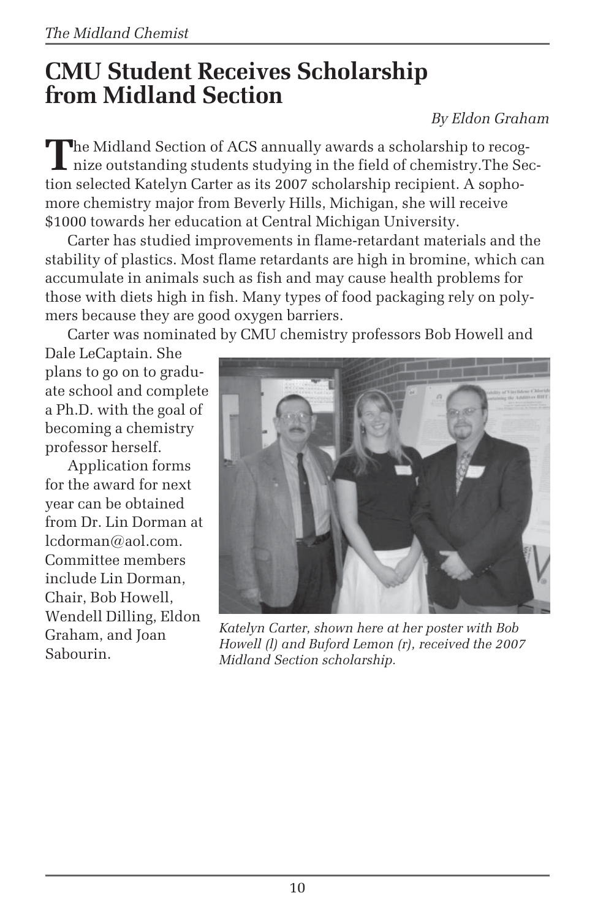# CMU Student Receives Scholarship from Midland Section

*By Eldon Graham*

The Midland Section of ACS annually awards a scholarship to recognize outstanding students studying in the field of chemistry.The Section selected Katelyn Carter as its 2007 scholarship recipient. A sophomore chemistry major from Beverly Hills, Michigan, she will receive $1000 towards her education at Central Michigan University.

Carter has studied improvements in flame-retardant materials and the stability of plastics. Most flame retardants are high in bromine, which can accumulate in animals such as fish and may cause health problems for those with diets high in fish. Many types of food packaging rely on polymers because they are good oxygen barriers.

Carter was nominated by CMU chemistry professors Bob Howell and Dale LeCaptain. She plans to go on to graduate school and complete a Ph.D. with the goal of becoming a chemistry professor herself.

Application forms for the award for next year can be obtained from Dr. Lin Dorman at lcdorman@aol.com. Committee members include Lin Dorman, Chair, Bob Howell, Wendell Dilling, Eldon Graham, and Joan Sabourin.

*Katelyn Carter, shown here at her poster with Bob Howell (l) and Buford Lemon (r), received the 2007 Midland Section scholarship.*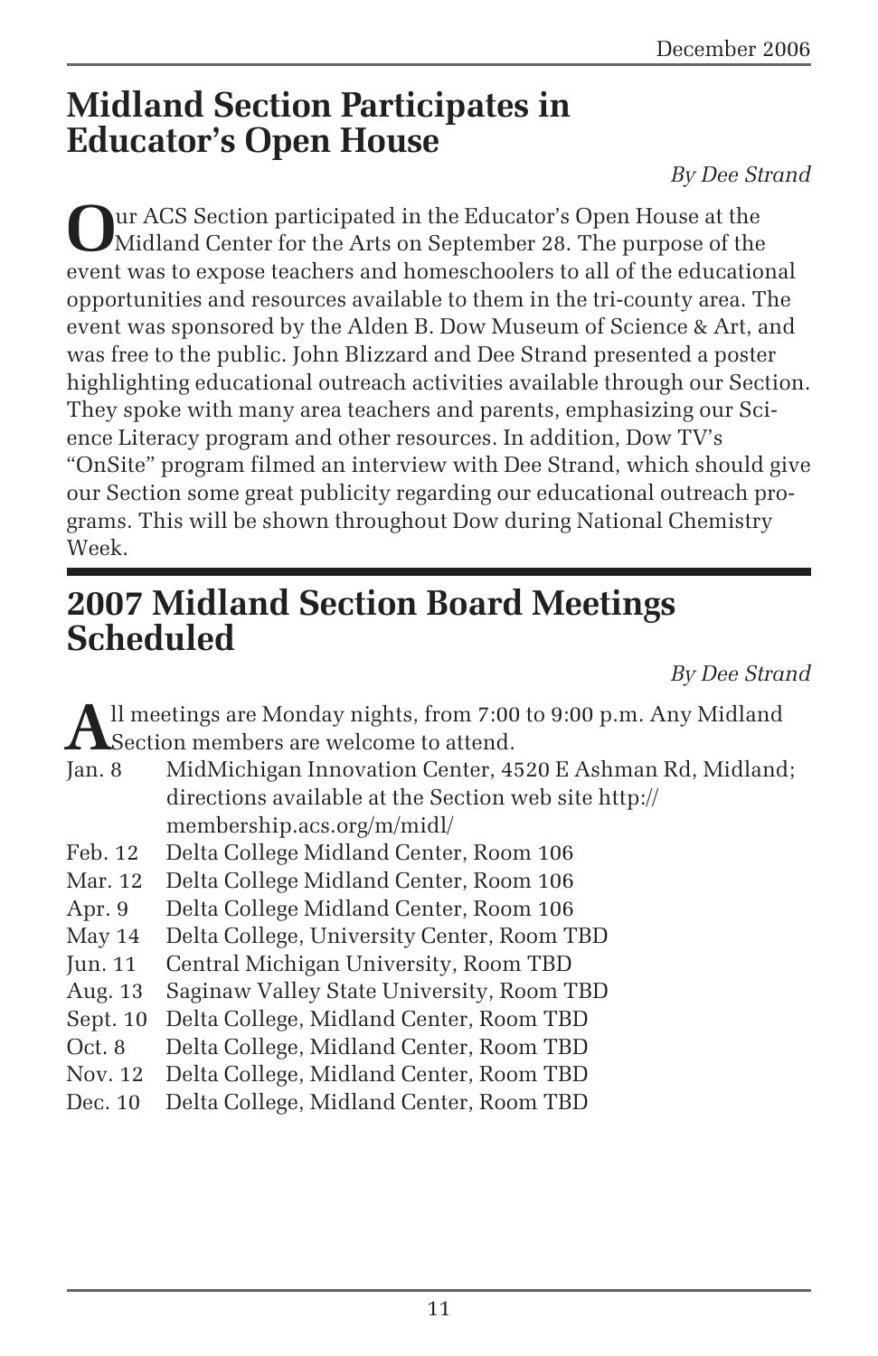## Midland Section Participates in Educator's Open House

*By Dee Strand*

Our ACS Section participated in the Educator's Open House at the Midland Center for the Arts on September 28. The purpose of the event was to expose teachers and homeschoolers to all of the educational opportunities and resources available to them in the tri-county area. The event was sponsored by the Alden B. Dow Museum of Science & Art, and was free to the public. John Blizzard and Dee Strand presented a poster highlighting educational outreach activities available through our Section. They spoke with many area teachers and parents, emphasizing our Science Literacy program and other resources. In addition, Dow TV's "OnSite" program filmed an interview with Dee Strand, which should give our Section some great publicity regarding our educational outreach programs. This will be shown throughout Dow during National Chemistry Week.

## 2007 Midland Section Board Meetings Scheduled

*By Dee Strand*

All meetings are Monday nights, from 7:00 to 9:00 p.m. Any Midland Section members are welcome to attend.

- Jan. 8 — MidMichigan Innovation Center, 4520 E Ashman Rd, Midland; directions available at the Section web site http://membership.acs.org/m/midl/
- Feb. 12 — Delta College Midland Center, Room 106
- Mar. 12 — Delta College Midland Center, Room 106
- Apr. 9 — Delta College Midland Center, Room 106
- May 14 — Delta College, University Center, Room TBD
- Jun. 11 — Central Michigan University, Room TBD
- Aug. 13 — Saginaw Valley State University, Room TBD
- Sept. 10 — Delta College, Midland Center, Room TBD
- Oct. 8 — Delta College, Midland Center, Room TBD
- Nov. 12 — Delta College, Midland Center, Room TBD
- Dec. 10 — Delta College, Midland Center, Room TBD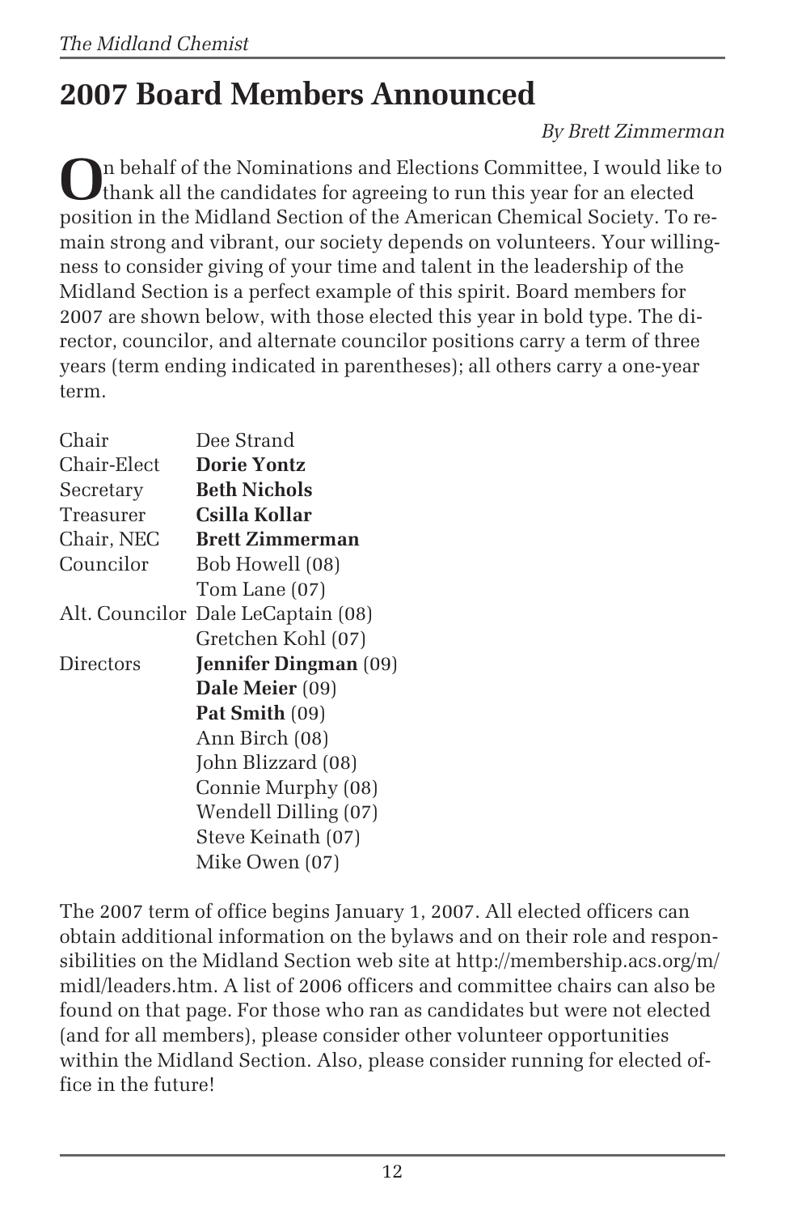# 2007 Board Members Announced

*By Brett Zimmerman*

On behalf of the Nominations and Elections Committee, I would like to thank all the candidates for agreeing to run this year for an elected position in the Midland Section of the American Chemical Society. To remain strong and vibrant, our society depends on volunteers. Your willingness to consider giving of your time and talent in the leadership of the Midland Section is a perfect example of this spirit. Board members for 2007 are shown below, with those elected this year in bold type. The director, councilor, and alternate councilor positions carry a term of three years (term ending indicated in parentheses); all others carry a one-year term.

| | |
|---|---|
| Chair | Dee Strand |
| Chair-Elect | **Dorie Yontz** |
| Secretary | **Beth Nichols** |
| Treasurer | **Csilla Kollar** |
| Chair, NEC | **Brett Zimmerman** |
| Councilor | Bob Howell (08) |
| | Tom Lane (07) |
| Alt. Councilor | Dale LeCaptain (08) |
| | Gretchen Kohl (07) |
| Directors | **Jennifer Dingman** (09) |
| | **Dale Meier** (09) |
| | **Pat Smith** (09) |
| | Ann Birch (08) |
| | John Blizzard (08) |
| | Connie Murphy (08) |
| | Wendell Dilling (07) |
| | Steve Keinath (07) |
| | Mike Owen (07) |

The 2007 term of office begins January 1, 2007. All elected officers can obtain additional information on the bylaws and on their role and responsibilities on the Midland Section web site at http://membership.acs.org/m/midl/leaders.htm. A list of 2006 officers and committee chairs can also be found on that page. For those who ran as candidates but were not elected (and for all members), please consider other volunteer opportunities within the Midland Section. Also, please consider running for elected office in the future!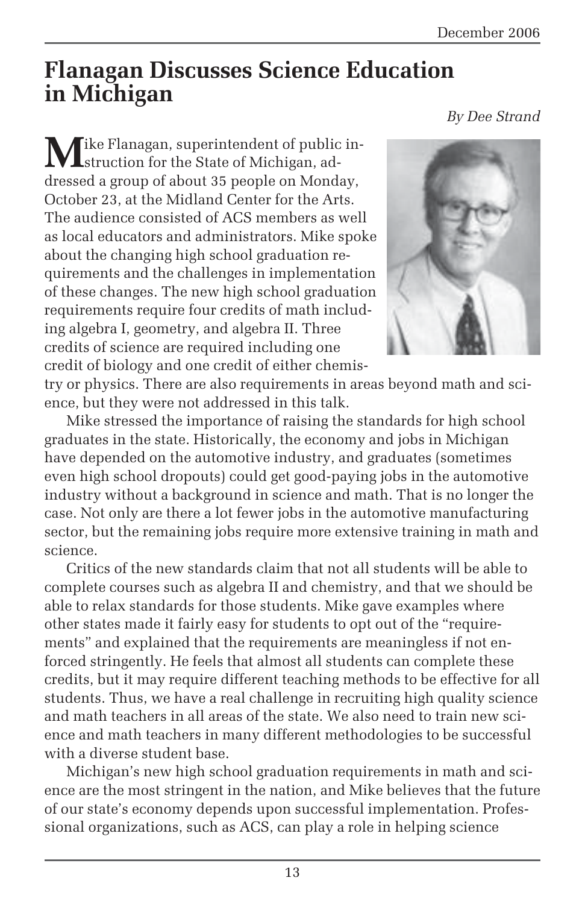# Flanagan Discusses Science Education in Michigan

*By Dee Strand*

Mike Flanagan, superintendent of public instruction for the State of Michigan, addressed a group of about 35 people on Monday, October 23, at the Midland Center for the Arts. The audience consisted of ACS members as well as local educators and administrators. Mike spoke about the changing high school graduation requirements and the challenges in implementation of these changes. The new high school graduation requirements require four credits of math including algebra I, geometry, and algebra II. Three credits of science are required including one credit of biology and one credit of either chemistry or physics. There are also requirements in areas beyond math and science, but they were not addressed in this talk.

Mike stressed the importance of raising the standards for high school graduates in the state. Historically, the economy and jobs in Michigan have depended on the automotive industry, and graduates (sometimes even high school dropouts) could get good-paying jobs in the automotive industry without a background in science and math. That is no longer the case. Not only are there a lot fewer jobs in the automotive manufacturing sector, but the remaining jobs require more extensive training in math and science.

Critics of the new standards claim that not all students will be able to complete courses such as algebra II and chemistry, and that we should be able to relax standards for those students. Mike gave examples where other states made it fairly easy for students to opt out of the "requirements" and explained that the requirements are meaningless if not enforced stringently. He feels that almost all students can complete these credits, but it may require different teaching methods to be effective for all students. Thus, we have a real challenge in recruiting high quality science and math teachers in all areas of the state. We also need to train new science and math teachers in many different methodologies to be successful with a diverse student base.

Michigan's new high school graduation requirements in math and science are the most stringent in the nation, and Mike believes that the future of our state's economy depends upon successful implementation. Professional organizations, such as ACS, can play a role in helping science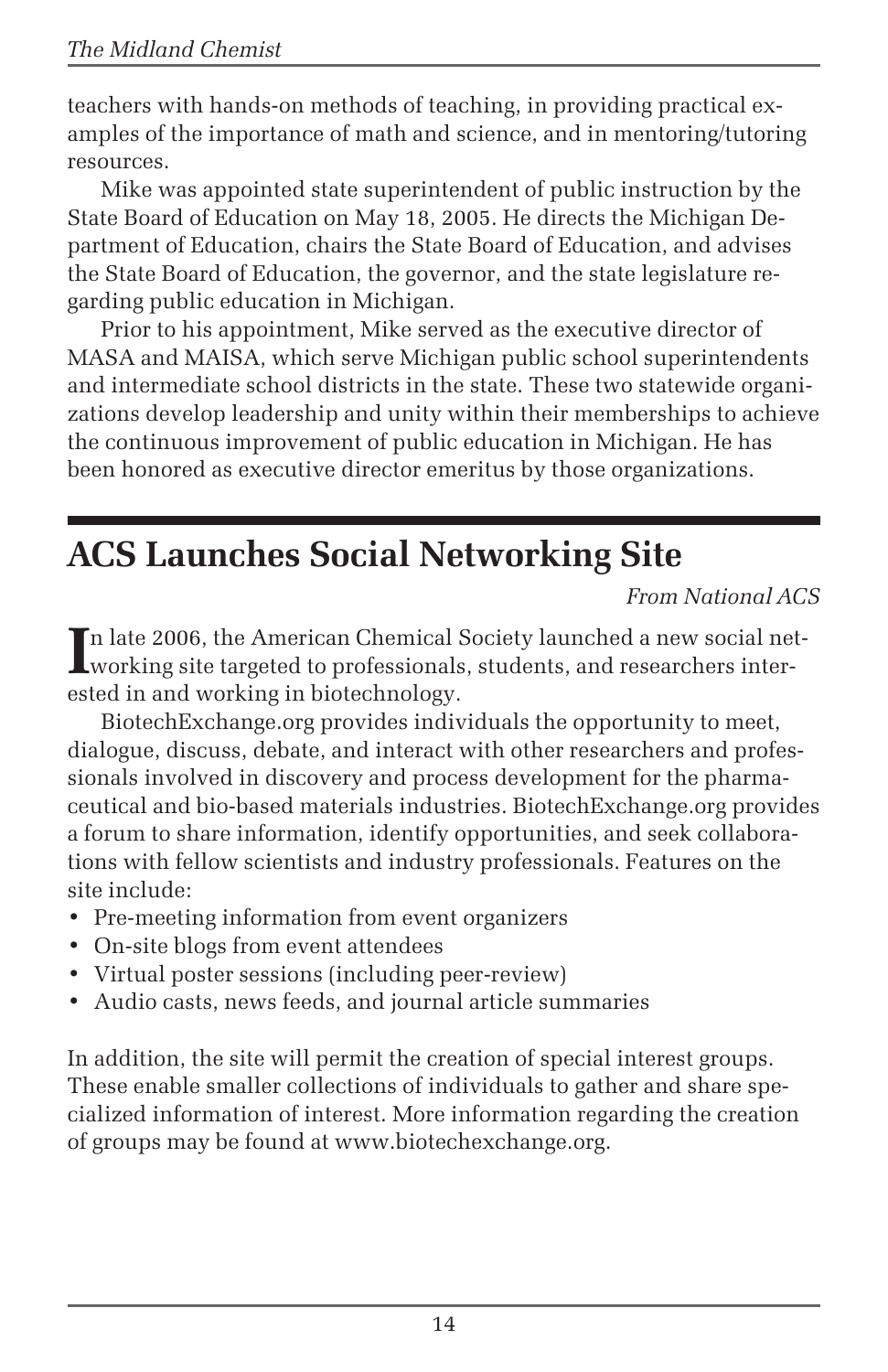teachers with hands-on methods of teaching, in providing practical examples of the importance of math and science, and in mentoring/tutoring resources.

Mike was appointed state superintendent of public instruction by the State Board of Education on May 18, 2005. He directs the Michigan Department of Education, chairs the State Board of Education, and advises the State Board of Education, the governor, and the state legislature regarding public education in Michigan.

Prior to his appointment, Mike served as the executive director of MASA and MAISA, which serve Michigan public school superintendents and intermediate school districts in the state. These two statewide organizations develop leadership and unity within their memberships to achieve the continuous improvement of public education in Michigan. He has been honored as executive director emeritus by those organizations.

## ACS Launches Social Networking Site

*From National ACS*

In late 2006, the American Chemical Society launched a new social networking site targeted to professionals, students, and researchers interested in and working in biotechnology.

BiotechExchange.org provides individuals the opportunity to meet, dialogue, discuss, debate, and interact with other researchers and professionals involved in discovery and process development for the pharmaceutical and bio-based materials industries. BiotechExchange.org provides a forum to share information, identify opportunities, and seek collaborations with fellow scientists and industry professionals. Features on the site include:

- Pre-meeting information from event organizers
- On-site blogs from event attendees
- Virtual poster sessions (including peer-review)
- Audio casts, news feeds, and journal article summaries

In addition, the site will permit the creation of special interest groups. These enable smaller collections of individuals to gather and share specialized information of interest. More information regarding the creation of groups may be found at www.biotechexchange.org.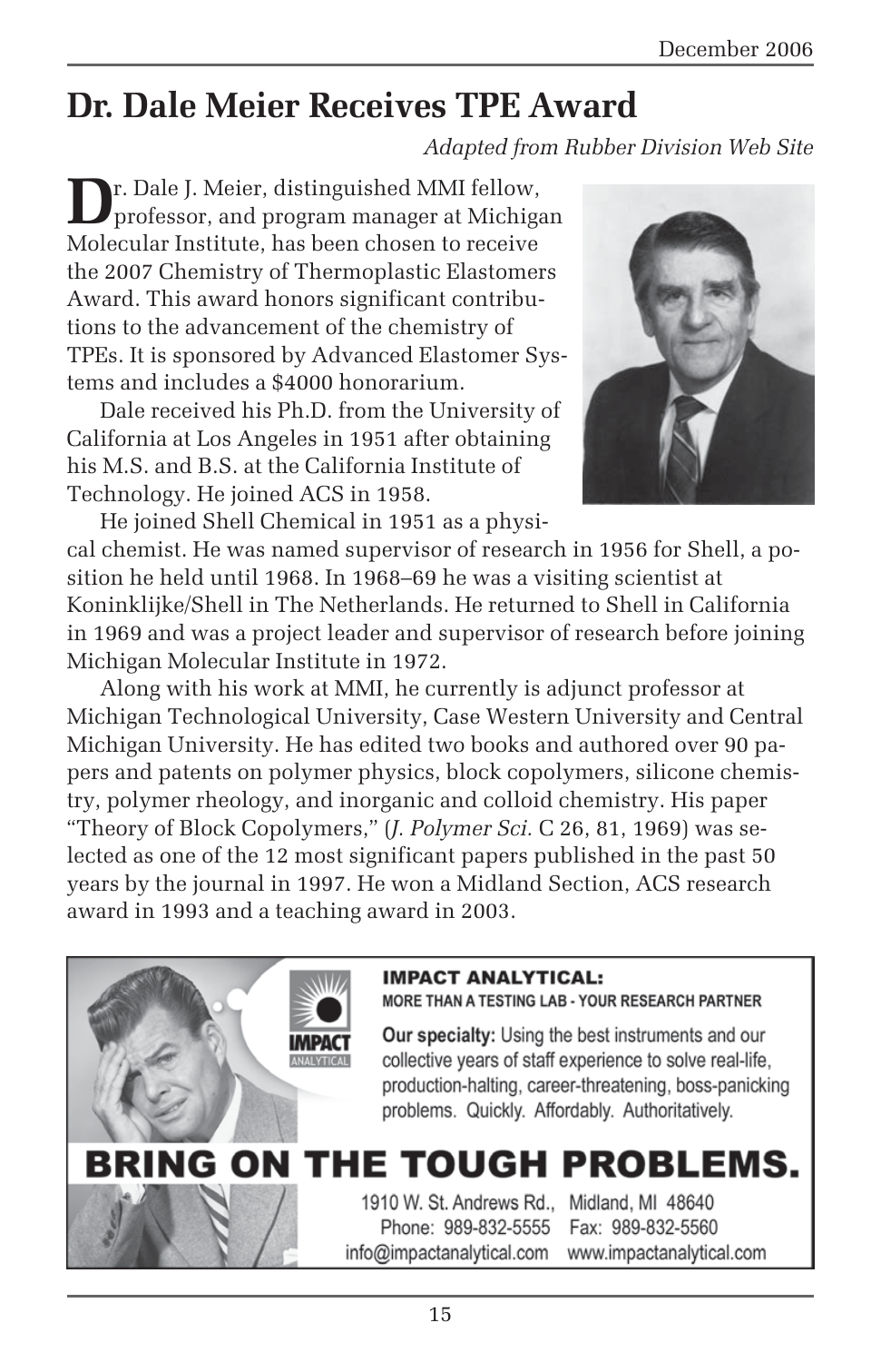# Dr. Dale Meier Receives TPE Award

*Adapted from Rubber Division Web Site*

Dr. Dale J. Meier, distinguished MMI fellow, professor, and program manager at Michigan Molecular Institute, has been chosen to receive the 2007 Chemistry of Thermoplastic Elastomers Award. This award honors significant contributions to the advancement of the chemistry of TPEs. It is sponsored by Advanced Elastomer Systems and includes a $4000 honorarium.

Dale received his Ph.D. from the University of California at Los Angeles in 1951 after obtaining his M.S. and B.S. at the California Institute of Technology. He joined ACS in 1958.

He joined Shell Chemical in 1951 as a physical chemist. He was named supervisor of research in 1956 for Shell, a position he held until 1968. In 1968–69 he was a visiting scientist at Koninklijke/Shell in The Netherlands. He returned to Shell in California in 1969 and was a project leader and supervisor of research before joining Michigan Molecular Institute in 1972.

Along with his work at MMI, he currently is adjunct professor at Michigan Technological University, Case Western University and Central Michigan University. He has edited two books and authored over 90 papers and patents on polymer physics, block copolymers, silicone chemistry, polymer rheology, and inorganic and colloid chemistry. His paper "Theory of Block Copolymers," (*J. Polymer Sci.* C 26, 81, 1969) was selected as one of the 12 most significant papers published in the past 50 years by the journal in 1997. He won a Midland Section, ACS research award in 1993 and a teaching award in 2003.

**IMPACT ANALYTICAL:**
**MORE THAN A TESTING LAB - YOUR RESEARCH PARTNER**

**Our specialty:** Using the best instruments and our collective years of staff experience to solve real-life, production-halting, career-threatening, boss-panicking problems. Quickly. Affordably. Authoritatively.

**BRING ON THE TOUGH PROBLEMS.**

1910 W. St. Andrews Rd., Midland, MI 48640
Phone: 989-832-5555 Fax: 989-832-5560
info@impactanalytical.com www.impactanalytical.com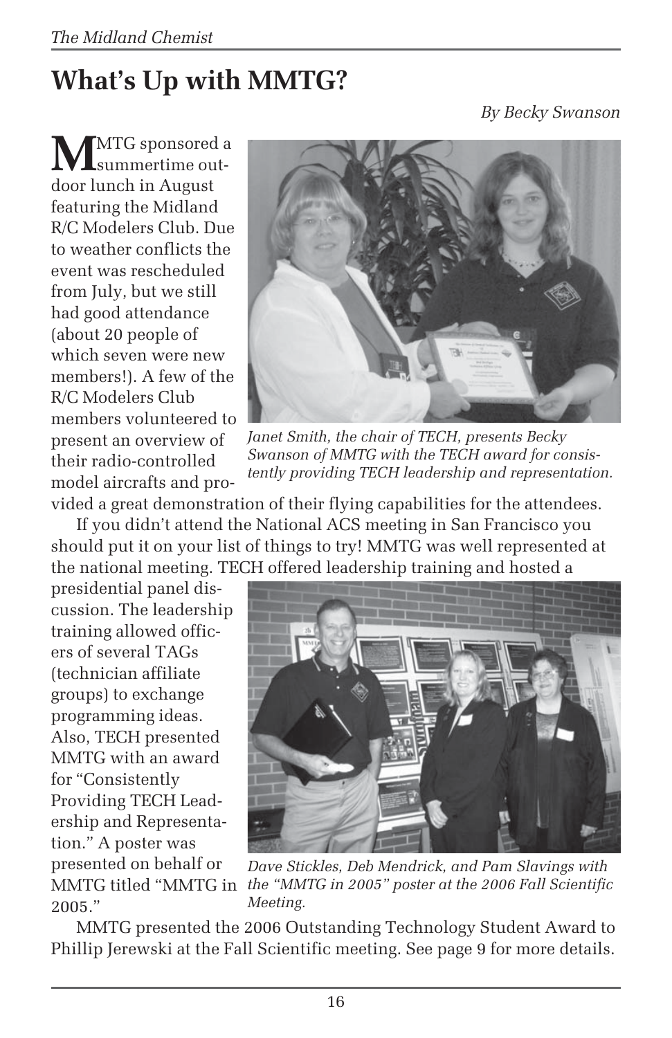# What's Up with MMTG?

*By Becky Swanson*

MMTG sponsored a summertime outdoor lunch in August featuring the Midland R/C Modelers Club. Due to weather conflicts the event was rescheduled from July, but we still had good attendance (about 20 people of which seven were new members!). A few of the R/C Modelers Club members volunteered to present an overview of their radio-controlled model aircrafts and provided a great demonstration of their flying capabilities for the attendees.

*Janet Smith, the chair of TECH, presents Becky Swanson of MMTG with the TECH award for consistently providing TECH leadership and representation.*

If you didn't attend the National ACS meeting in San Francisco you should put it on your list of things to try! MMTG was well represented at the national meeting. TECH offered leadership training and hosted a presidential panel discussion. The leadership training allowed officers of several TAGs (technician affiliate groups) to exchange programming ideas. Also, TECH presented MMTG with an award for "Consistently Providing TECH Leadership and Representation." A poster was presented on behalf or MMTG titled "MMTG in 2005."

*Dave Stickles, Deb Mendrick, and Pam Slavings with the "MMTG in 2005" poster at the 2006 Fall Scientific Meeting.*

MMTG presented the 2006 Outstanding Technology Student Award to Phillip Jerewski at the Fall Scientific meeting. See page 9 for more details.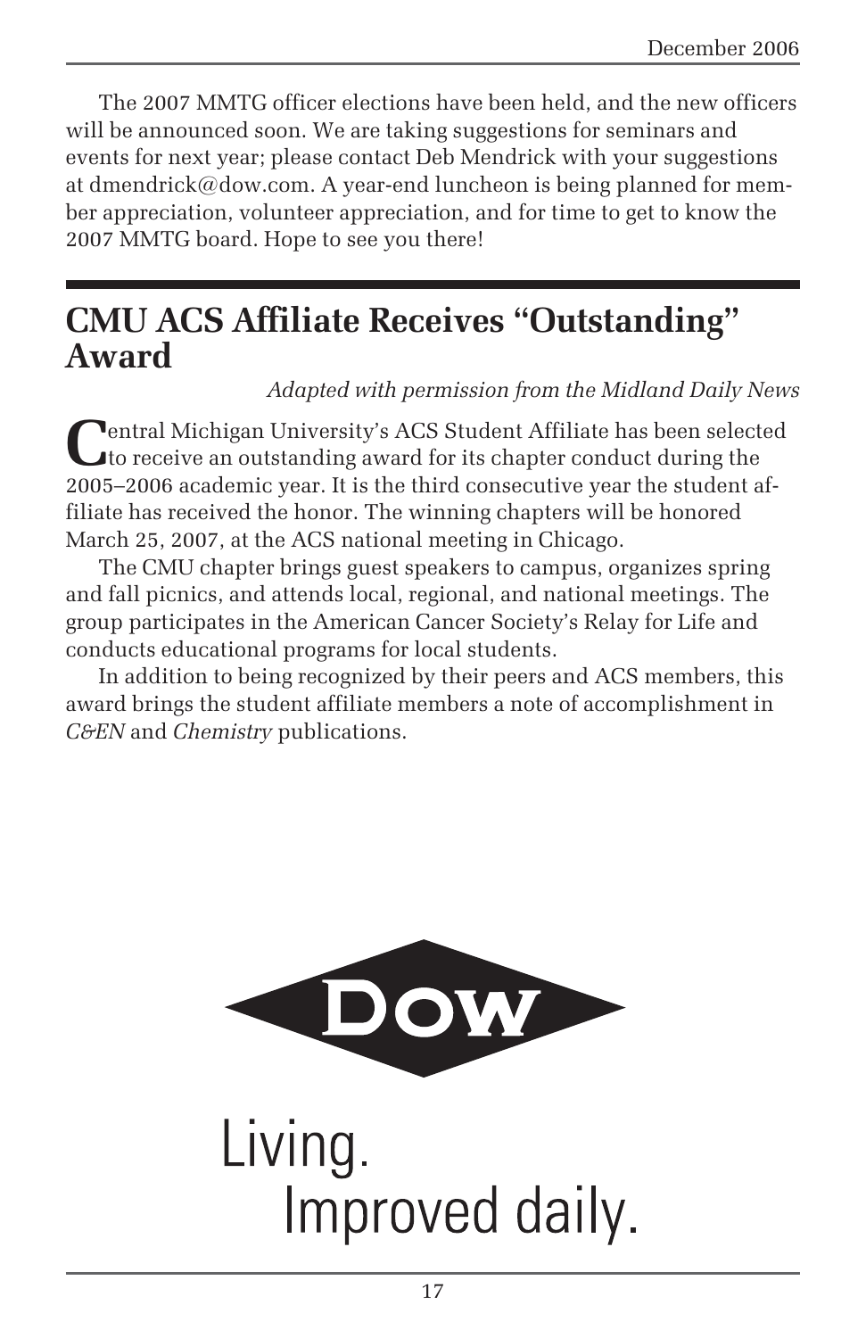The 2007 MMTG officer elections have been held, and the new officers will be announced soon. We are taking suggestions for seminars and events for next year; please contact Deb Mendrick with your suggestions at dmendrick@dow.com. A year-end luncheon is being planned for member appreciation, volunteer appreciation, and for time to get to know the 2007 MMTG board. Hope to see you there!

## CMU ACS Affiliate Receives "Outstanding" Award

*Adapted with permission from the Midland Daily News*

Central Michigan University's ACS Student Affiliate has been selected to receive an outstanding award for its chapter conduct during the 2005–2006 academic year. It is the third consecutive year the student affiliate has received the honor. The winning chapters will be honored March 25, 2007, at the ACS national meeting in Chicago.

The CMU chapter brings guest speakers to campus, organizes spring and fall picnics, and attends local, regional, and national meetings. The group participates in the American Cancer Society's Relay for Life and conducts educational programs for local students.

In addition to being recognized by their peers and ACS members, this award brings the student affiliate members a note of accomplishment in *C&EN* and *Chemistry* publications.

DOW

Living.
Improved daily.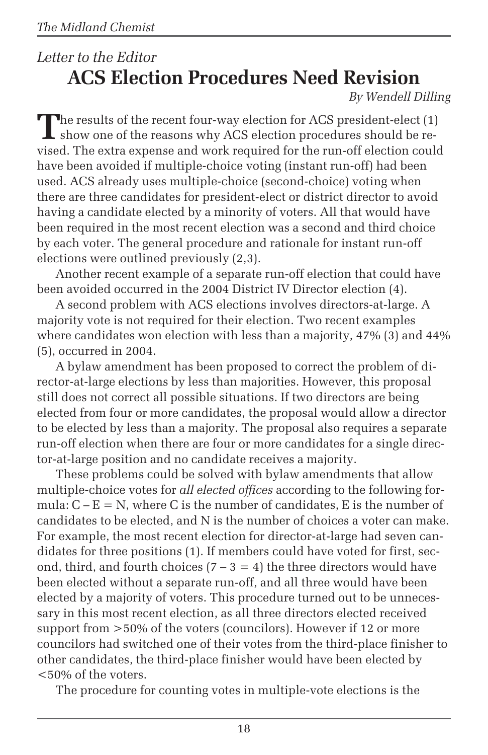*Letter to the Editor*

# ACS Election Procedures Need Revision

*By Wendell Dilling*

The results of the recent four-way election for ACS president-elect (1) show one of the reasons why ACS election procedures should be revised. The extra expense and work required for the run-off election could have been avoided if multiple-choice voting (instant run-off) had been used. ACS already uses multiple-choice (second-choice) voting when there are three candidates for president-elect or district director to avoid having a candidate elected by a minority of voters. All that would have been required in the most recent election was a second and third choice by each voter. The general procedure and rationale for instant run-off elections were outlined previously (2,3).

Another recent example of a separate run-off election that could have been avoided occurred in the 2004 District IV Director election (4).

A second problem with ACS elections involves directors-at-large. A majority vote is not required for their election. Two recent examples where candidates won election with less than a majority, 47% (3) and 44% (5), occurred in 2004.

A bylaw amendment has been proposed to correct the problem of director-at-large elections by less than majorities. However, this proposal still does not correct all possible situations. If two directors are being elected from four or more candidates, the proposal would allow a director to be elected by less than a majority. The proposal also requires a separate run-off election when there are four or more candidates for a single director-at-large position and no candidate receives a majority.

These problems could be solved with bylaw amendments that allow multiple-choice votes for *all elected offices* according to the following formula: $C - E = N$, where C is the number of candidates, E is the number of candidates to be elected, and N is the number of choices a voter can make. For example, the most recent election for director-at-large had seven candidates for three positions (1). If members could have voted for first, second, third, and fourth choices ($7 - 3 = 4$) the three directors would have been elected without a separate run-off, and all three would have been elected by a majority of voters. This procedure turned out to be unnecessary in this most recent election, as all three directors elected received support from >50% of the voters (councilors). However if 12 or more councilors had switched one of their votes from the third-place finisher to other candidates, the third-place finisher would have been elected by <50% of the voters.

The procedure for counting votes in multiple-vote elections is the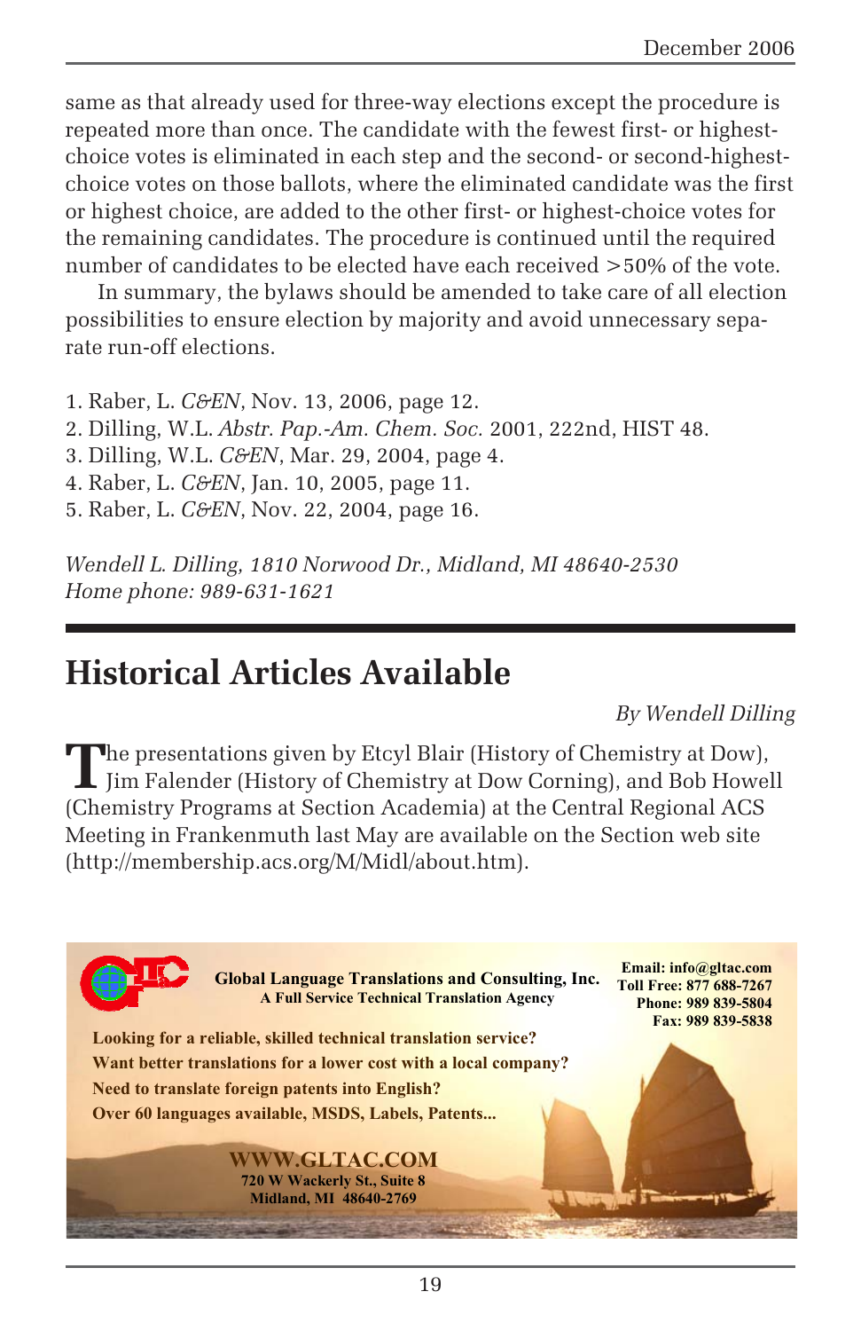same as that already used for three-way elections except the procedure is repeated more than once. The candidate with the fewest first- or highest-choice votes is eliminated in each step and the second- or second-highest-choice votes on those ballots, where the eliminated candidate was the first or highest choice, are added to the other first- or highest-choice votes for the remaining candidates. The procedure is continued until the required number of candidates to be elected have each received >50% of the vote.

In summary, the bylaws should be amended to take care of all election possibilities to ensure election by majority and avoid unnecessary separate run-off elections.

1. Raber, L. *C&EN*, Nov. 13, 2006, page 12.
2. Dilling, W.L. *Abstr. Pap.-Am. Chem. Soc.* 2001, 222nd, HIST 48.
3. Dilling, W.L. *C&EN*, Mar. 29, 2004, page 4.
4. Raber, L. *C&EN*, Jan. 10, 2005, page 11.
5. Raber, L. *C&EN*, Nov. 22, 2004, page 16.

*Wendell L. Dilling, 1810 Norwood Dr., Midland, MI 48640-2530*
*Home phone: 989-631-1621*

# Historical Articles Available

*By Wendell Dilling*

The presentations given by Etcyl Blair (History of Chemistry at Dow), Jim Falender (History of Chemistry at Dow Corning), and Bob Howell (Chemistry Programs at Section Academia) at the Central Regional ACS Meeting in Frankenmuth last May are available on the Section web site (http://membership.acs.org/M/Midl/about.htm).

**Global Language Translations and Consulting, Inc.**
**A Full Service Technical Translation Agency**

**Email: info@gltac.com**
**Toll Free: 877 688-7267**
**Phone: 989 839-5804**
**Fax: 989 839-5838**

**Looking for a reliable, skilled technical translation service?**
**Want better translations for a lower cost with a local company?**
**Need to translate foreign patents into English?**
**Over 60 languages available, MSDS, Labels, Patents...**

**WWW.GLTAC.COM**
**720 W Wackerly St., Suite 8**
**Midland, MI 48640-2769**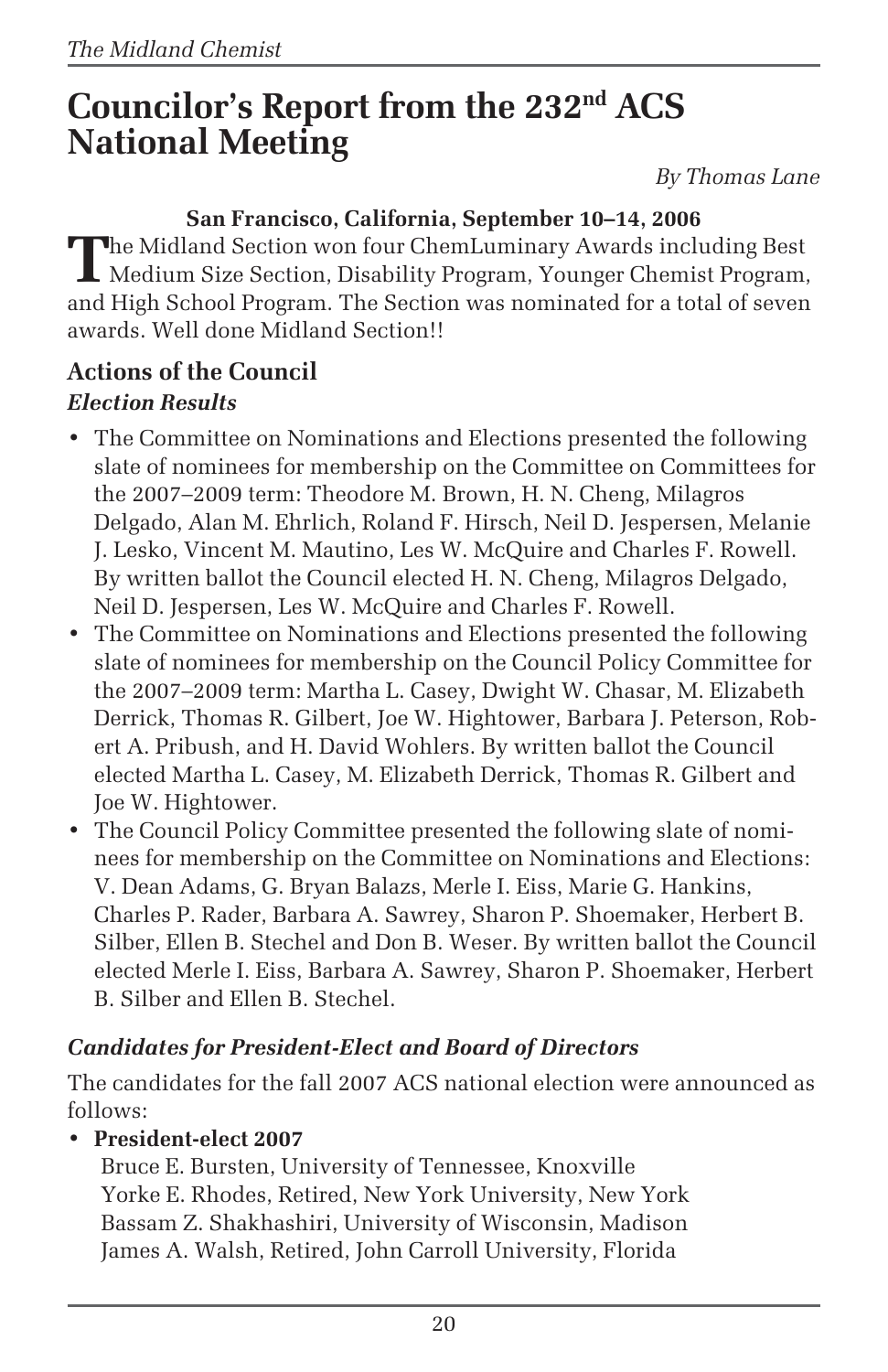# Councilor's Report from the 232nd ACS National Meeting

*By Thomas Lane*

**San Francisco, California, September 10–14, 2006**

The Midland Section won four ChemLuminary Awards including Best Medium Size Section, Disability Program, Younger Chemist Program, and High School Program. The Section was nominated for a total of seven awards. Well done Midland Section!!

## Actions of the Council

### *Election Results*

- The Committee on Nominations and Elections presented the following slate of nominees for membership on the Committee on Committees for the 2007–2009 term: Theodore M. Brown, H. N. Cheng, Milagros Delgado, Alan M. Ehrlich, Roland F. Hirsch, Neil D. Jespersen, Melanie J. Lesko, Vincent M. Mautino, Les W. McQuire and Charles F. Rowell. By written ballot the Council elected H. N. Cheng, Milagros Delgado, Neil D. Jespersen, Les W. McQuire and Charles F. Rowell.
- The Committee on Nominations and Elections presented the following slate of nominees for membership on the Council Policy Committee for the 2007–2009 term: Martha L. Casey, Dwight W. Chasar, M. Elizabeth Derrick, Thomas R. Gilbert, Joe W. Hightower, Barbara J. Peterson, Robert A. Pribush, and H. David Wohlers. By written ballot the Council elected Martha L. Casey, M. Elizabeth Derrick, Thomas R. Gilbert and Joe W. Hightower.
- The Council Policy Committee presented the following slate of nominees for membership on the Committee on Nominations and Elections: V. Dean Adams, G. Bryan Balazs, Merle I. Eiss, Marie G. Hankins, Charles P. Rader, Barbara A. Sawrey, Sharon P. Shoemaker, Herbert B. Silber, Ellen B. Stechel and Don B. Weser. By written ballot the Council elected Merle I. Eiss, Barbara A. Sawrey, Sharon P. Shoemaker, Herbert B. Silber and Ellen B. Stechel.

### *Candidates for President-Elect and Board of Directors*

The candidates for the fall 2007 ACS national election were announced as follows:

- **President-elect 2007**
  Bruce E. Bursten, University of Tennessee, Knoxville
  Yorke E. Rhodes, Retired, New York University, New York
  Bassam Z. Shakhashiri, University of Wisconsin, Madison
  James A. Walsh, Retired, John Carroll University, Florida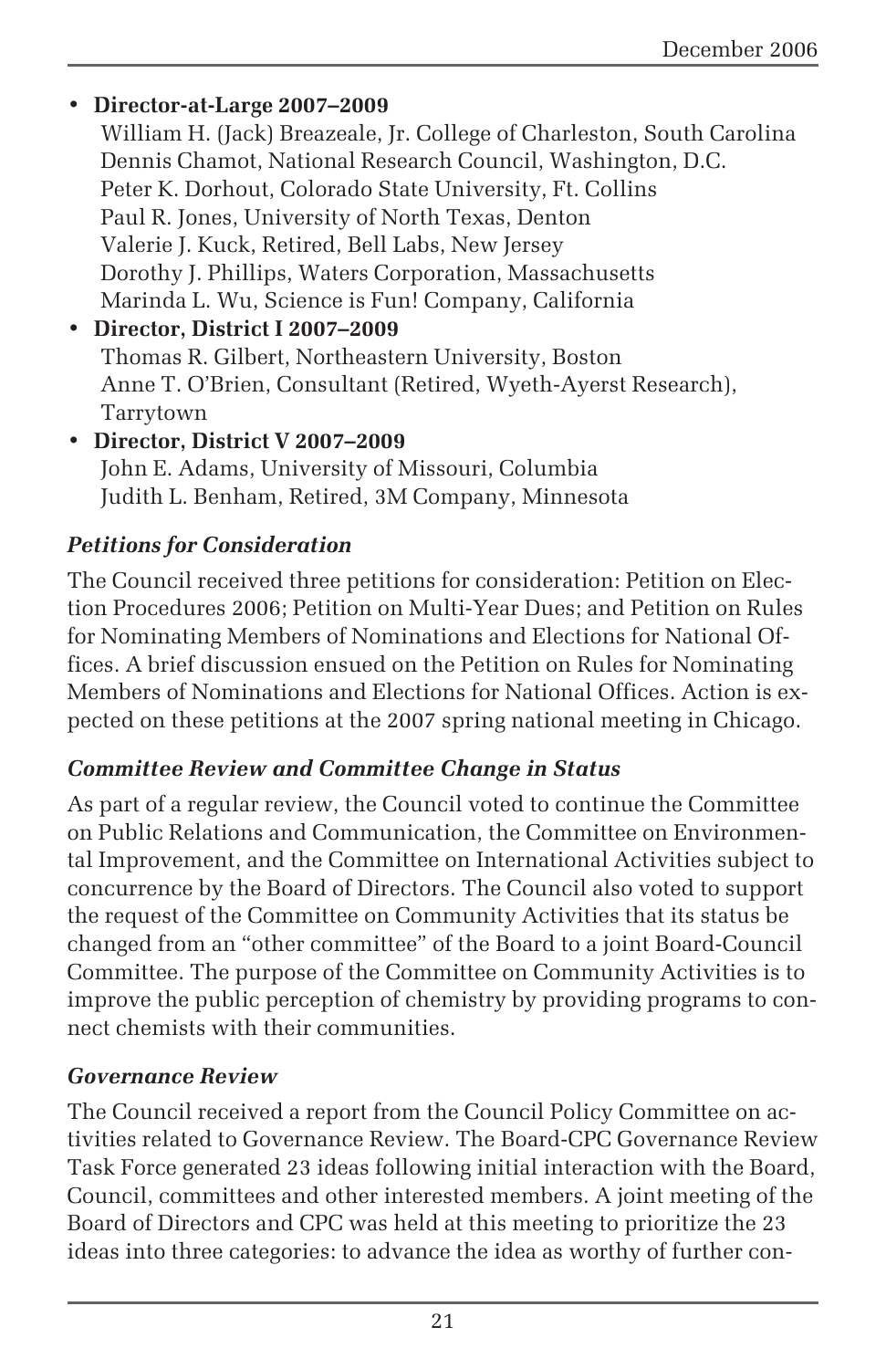- **Director-at-Large 2007–2009**
  William H. (Jack) Breazeale, Jr. College of Charleston, South Carolina
  Dennis Chamot, National Research Council, Washington, D.C.
  Peter K. Dorhout, Colorado State University, Ft. Collins
  Paul R. Jones, University of North Texas, Denton
  Valerie J. Kuck, Retired, Bell Labs, New Jersey
  Dorothy J. Phillips, Waters Corporation, Massachusetts
  Marinda L. Wu, Science is Fun! Company, California
- **Director, District I 2007–2009**
  Thomas R. Gilbert, Northeastern University, Boston
  Anne T. O'Brien, Consultant (Retired, Wyeth-Ayerst Research), Tarrytown
- **Director, District V 2007–2009**
  John E. Adams, University of Missouri, Columbia
  Judith L. Benham, Retired, 3M Company, Minnesota

### *Petitions for Consideration*

The Council received three petitions for consideration: Petition on Election Procedures 2006; Petition on Multi-Year Dues; and Petition on Rules for Nominating Members of Nominations and Elections for National Offices. A brief discussion ensued on the Petition on Rules for Nominating Members of Nominations and Elections for National Offices. Action is expected on these petitions at the 2007 spring national meeting in Chicago.

### *Committee Review and Committee Change in Status*

As part of a regular review, the Council voted to continue the Committee on Public Relations and Communication, the Committee on Environmental Improvement, and the Committee on International Activities subject to concurrence by the Board of Directors. The Council also voted to support the request of the Committee on Community Activities that its status be changed from an "other committee" of the Board to a joint Board-Council Committee. The purpose of the Committee on Community Activities is to improve the public perception of chemistry by providing programs to connect chemists with their communities.

### *Governance Review*

The Council received a report from the Council Policy Committee on activities related to Governance Review. The Board-CPC Governance Review Task Force generated 23 ideas following initial interaction with the Board, Council, committees and other interested members. A joint meeting of the Board of Directors and CPC was held at this meeting to prioritize the 23 ideas into three categories: to advance the idea as worthy of further con-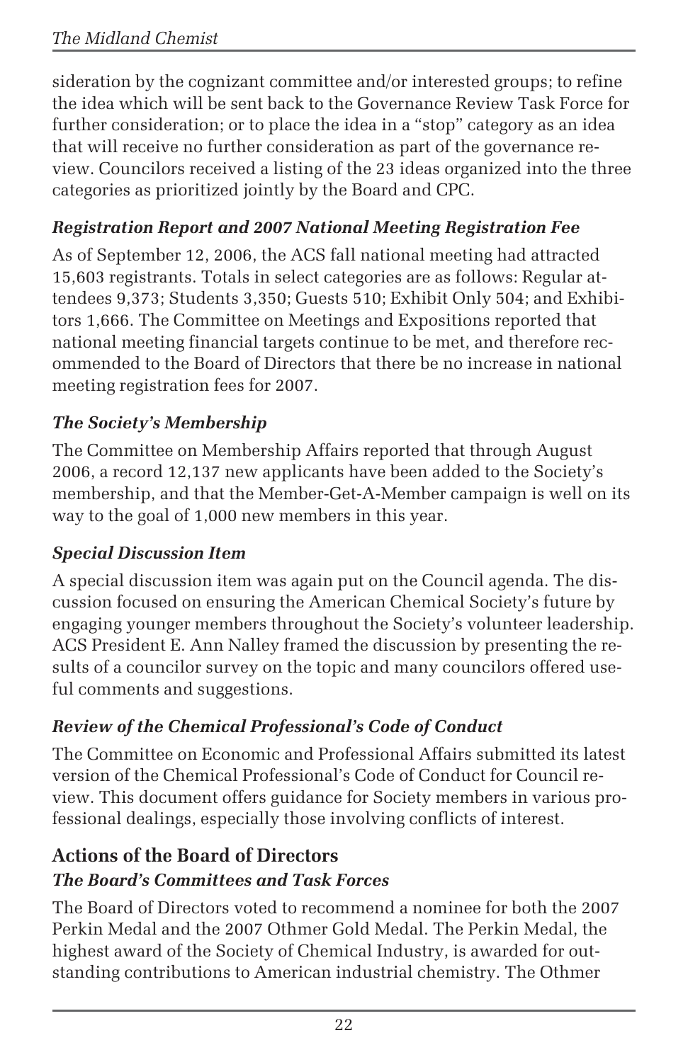sideration by the cognizant committee and/or interested groups; to refine the idea which will be sent back to the Governance Review Task Force for further consideration; or to place the idea in a "stop" category as an idea that will receive no further consideration as part of the governance review. Councilors received a listing of the 23 ideas organized into the three categories as prioritized jointly by the Board and CPC.

### *Registration Report and 2007 National Meeting Registration Fee*

As of September 12, 2006, the ACS fall national meeting had attracted 15,603 registrants. Totals in select categories are as follows: Regular attendees 9,373; Students 3,350; Guests 510; Exhibit Only 504; and Exhibitors 1,666. The Committee on Meetings and Expositions reported that national meeting financial targets continue to be met, and therefore recommended to the Board of Directors that there be no increase in national meeting registration fees for 2007.

### *The Society's Membership*

The Committee on Membership Affairs reported that through August 2006, a record 12,137 new applicants have been added to the Society's membership, and that the Member-Get-A-Member campaign is well on its way to the goal of 1,000 new members in this year.

### *Special Discussion Item*

A special discussion item was again put on the Council agenda. The discussion focused on ensuring the American Chemical Society's future by engaging younger members throughout the Society's volunteer leadership. ACS President E. Ann Nalley framed the discussion by presenting the results of a councilor survey on the topic and many councilors offered useful comments and suggestions.

### *Review of the Chemical Professional's Code of Conduct*

The Committee on Economic and Professional Affairs submitted its latest version of the Chemical Professional's Code of Conduct for Council review. This document offers guidance for Society members in various professional dealings, especially those involving conflicts of interest.

## Actions of the Board of Directors

### *The Board's Committees and Task Forces*

The Board of Directors voted to recommend a nominee for both the 2007 Perkin Medal and the 2007 Othmer Gold Medal. The Perkin Medal, the highest award of the Society of Chemical Industry, is awarded for outstanding contributions to American industrial chemistry. The Othmer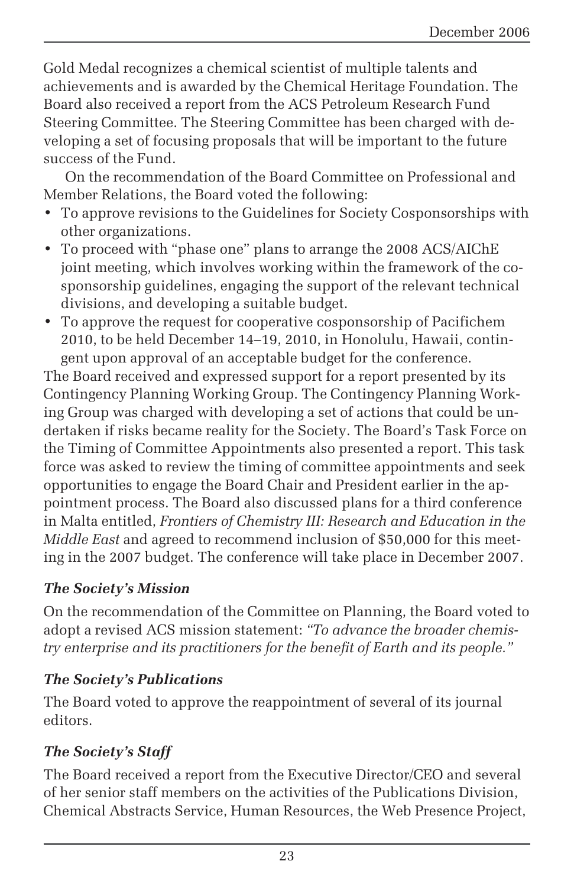Gold Medal recognizes a chemical scientist of multiple talents and achievements and is awarded by the Chemical Heritage Foundation. The Board also received a report from the ACS Petroleum Research Fund Steering Committee. The Steering Committee has been charged with developing a set of focusing proposals that will be important to the future success of the Fund.

On the recommendation of the Board Committee on Professional and Member Relations, the Board voted the following:

- To approve revisions to the Guidelines for Society Cosponsorships with other organizations.
- To proceed with "phase one" plans to arrange the 2008 ACS/AIChE joint meeting, which involves working within the framework of the cosponsorship guidelines, engaging the support of the relevant technical divisions, and developing a suitable budget.
- To approve the request for cooperative cosponsorship of Pacifichem 2010, to be held December 14–19, 2010, in Honolulu, Hawaii, contingent upon approval of an acceptable budget for the conference.

The Board received and expressed support for a report presented by its Contingency Planning Working Group. The Contingency Planning Working Group was charged with developing a set of actions that could be undertaken if risks became reality for the Society. The Board's Task Force on the Timing of Committee Appointments also presented a report. This task force was asked to review the timing of committee appointments and seek opportunities to engage the Board Chair and President earlier in the appointment process. The Board also discussed plans for a third conference in Malta entitled, *Frontiers of Chemistry III: Research and Education in the Middle East* and agreed to recommend inclusion of $50,000 for this meeting in the 2007 budget. The conference will take place in December 2007.

### *The Society's Mission*

On the recommendation of the Committee on Planning, the Board voted to adopt a revised ACS mission statement: *"To advance the broader chemistry enterprise and its practitioners for the benefit of Earth and its people."*

### *The Society's Publications*

The Board voted to approve the reappointment of several of its journal editors.

### *The Society's Staff*

The Board received a report from the Executive Director/CEO and several of her senior staff members on the activities of the Publications Division, Chemical Abstracts Service, Human Resources, the Web Presence Project,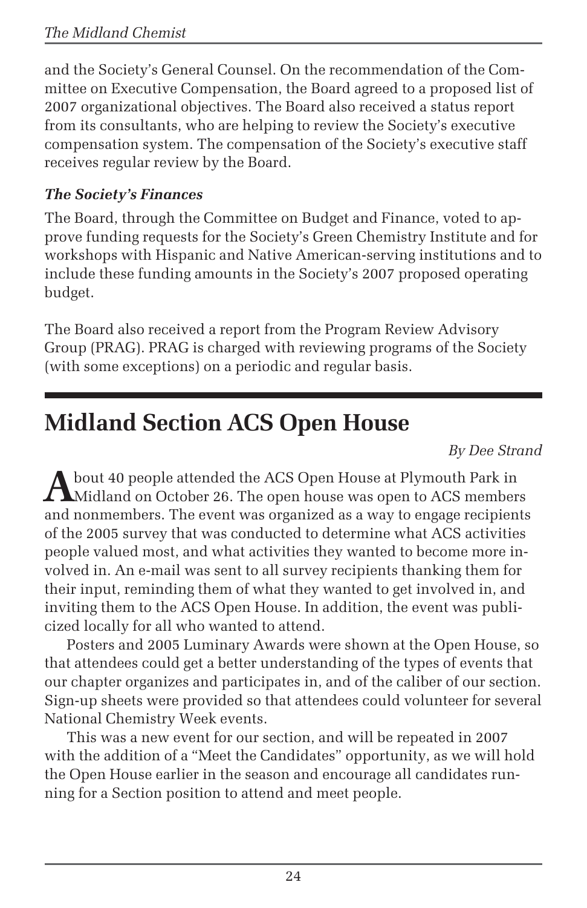and the Society's General Counsel. On the recommendation of the Committee on Executive Compensation, the Board agreed to a proposed list of 2007 organizational objectives. The Board also received a status report from its consultants, who are helping to review the Society's executive compensation system. The compensation of the Society's executive staff receives regular review by the Board.

### *The Society's Finances*

The Board, through the Committee on Budget and Finance, voted to approve funding requests for the Society's Green Chemistry Institute and for workshops with Hispanic and Native American-serving institutions and to include these funding amounts in the Society's 2007 proposed operating budget.

The Board also received a report from the Program Review Advisory Group (PRAG). PRAG is charged with reviewing programs of the Society (with some exceptions) on a periodic and regular basis.

---

# Midland Section ACS Open House

*By Dee Strand*

About 40 people attended the ACS Open House at Plymouth Park in Midland on October 26. The open house was open to ACS members and nonmembers. The event was organized as a way to engage recipients of the 2005 survey that was conducted to determine what ACS activities people valued most, and what activities they wanted to become more involved in. An e-mail was sent to all survey recipients thanking them for their input, reminding them of what they wanted to get involved in, and inviting them to the ACS Open House. In addition, the event was publicized locally for all who wanted to attend.

Posters and 2005 Luminary Awards were shown at the Open House, so that attendees could get a better understanding of the types of events that our chapter organizes and participates in, and of the caliber of our section. Sign-up sheets were provided so that attendees could volunteer for several National Chemistry Week events.

This was a new event for our section, and will be repeated in 2007 with the addition of a "Meet the Candidates" opportunity, as we will hold the Open House earlier in the season and encourage all candidates running for a Section position to attend and meet people.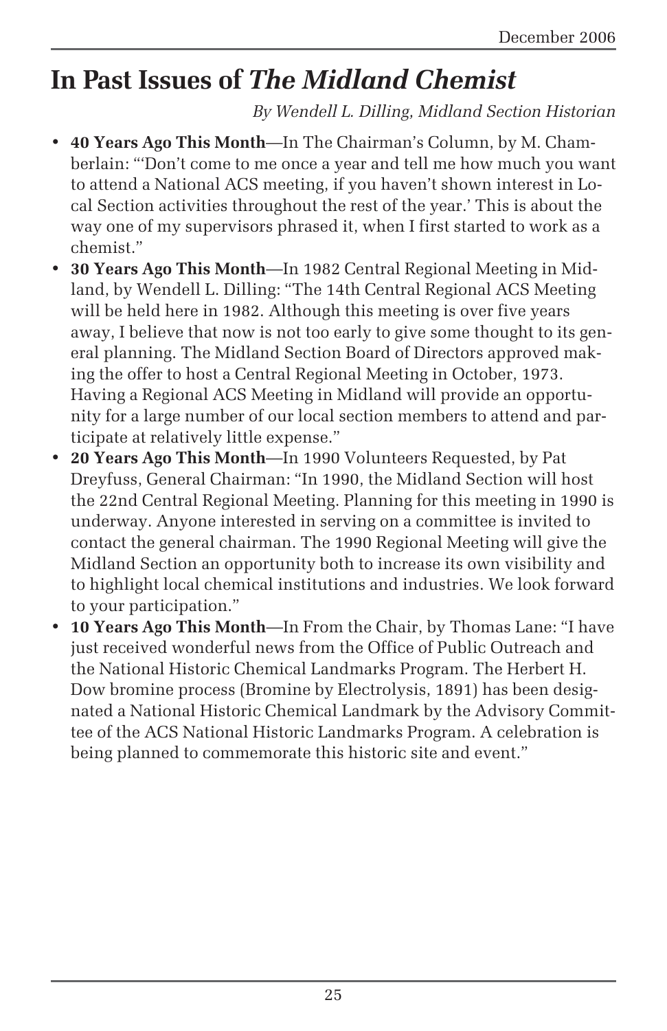# In Past Issues of *The Midland Chemist*

*By Wendell L. Dilling, Midland Section Historian*

- **40 Years Ago This Month**—In The Chairman's Column, by M. Chamberlain: "'Don't come to me once a year and tell me how much you want to attend a National ACS meeting, if you haven't shown interest in Local Section activities throughout the rest of the year.' This is about the way one of my supervisors phrased it, when I first started to work as a chemist."
- **30 Years Ago This Month**—In 1982 Central Regional Meeting in Midland, by Wendell L. Dilling: "The 14th Central Regional ACS Meeting will be held here in 1982. Although this meeting is over five years away, I believe that now is not too early to give some thought to its general planning. The Midland Section Board of Directors approved making the offer to host a Central Regional Meeting in October, 1973. Having a Regional ACS Meeting in Midland will provide an opportunity for a large number of our local section members to attend and participate at relatively little expense."
- **20 Years Ago This Month**—In 1990 Volunteers Requested, by Pat Dreyfuss, General Chairman: "In 1990, the Midland Section will host the 22nd Central Regional Meeting. Planning for this meeting in 1990 is underway. Anyone interested in serving on a committee is invited to contact the general chairman. The 1990 Regional Meeting will give the Midland Section an opportunity both to increase its own visibility and to highlight local chemical institutions and industries. We look forward to your participation."
- **10 Years Ago This Month**—In From the Chair, by Thomas Lane: "I have just received wonderful news from the Office of Public Outreach and the National Historic Chemical Landmarks Program. The Herbert H. Dow bromine process (Bromine by Electrolysis, 1891) has been designated a National Historic Chemical Landmark by the Advisory Committee of the ACS National Historic Landmarks Program. A celebration is being planned to commemorate this historic site and event."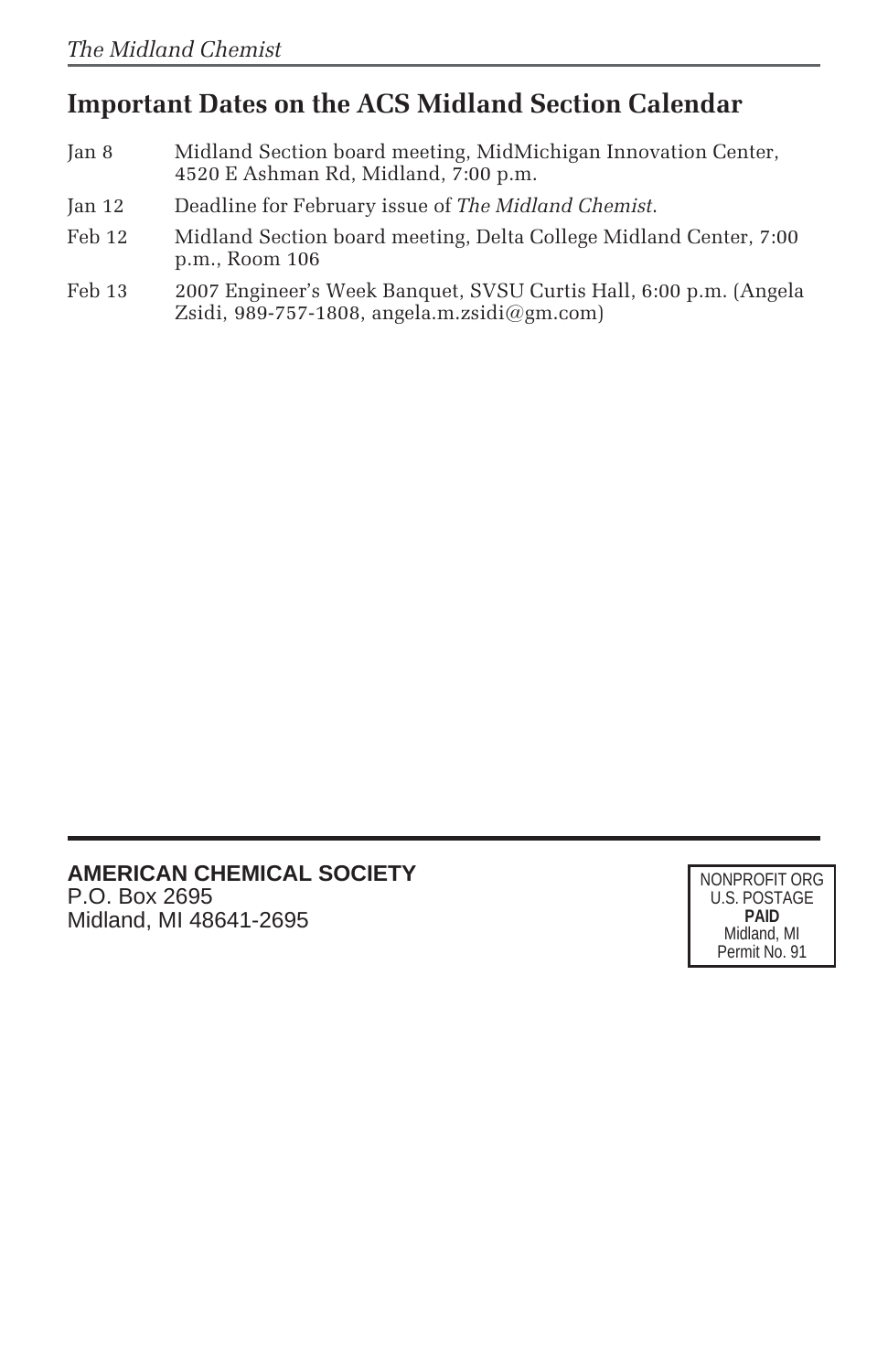## Important Dates on the ACS Midland Section Calendar

| | |
|---|---|
| Jan 8 | Midland Section board meeting, MidMichigan Innovation Center, 4520 E Ashman Rd, Midland, 7:00 p.m. |
| Jan 12 | Deadline for February issue of *The Midland Chemist*. |
| Feb 12 | Midland Section board meeting, Delta College Midland Center, 7:00 p.m., Room 106 |
| Feb 13 | 2007 Engineer's Week Banquet, SVSU Curtis Hall, 6:00 p.m. (Angela Zsidi, 989-757-1808, angela.m.zsidi@gm.com) |

**AMERICAN CHEMICAL SOCIETY**
P.O. Box 2695
Midland, MI 48641-2695

NONPROFIT ORG
U.S. POSTAGE
**PAID**
Midland, MI
Permit No. 91